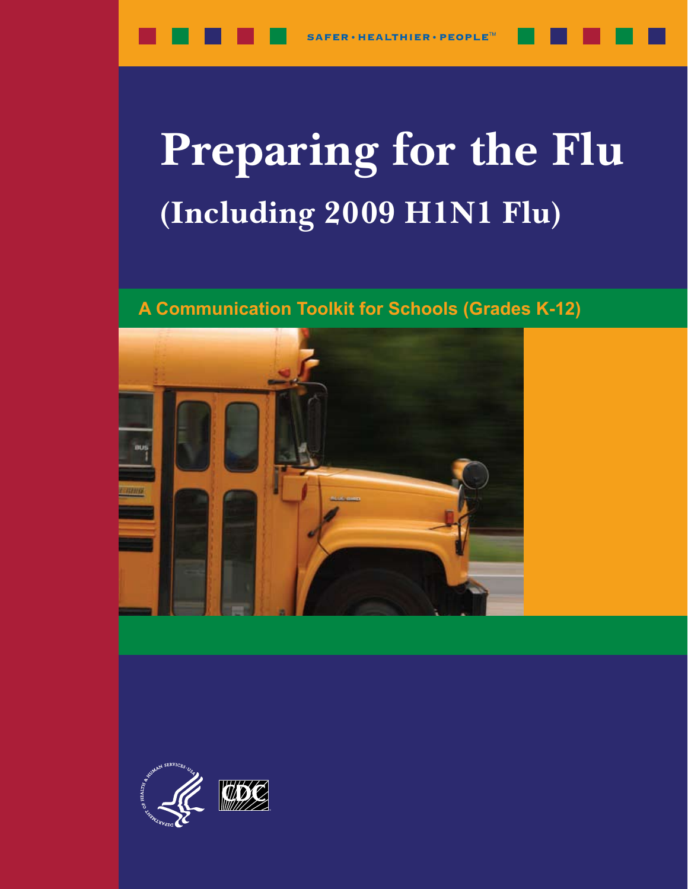SAFER • HEALTHIER • PEOPLE™

# Preparing for the Flu

## (Including 2009 H1N1 Flu)

### A Communication Toolkit for Schools (Grades K-12)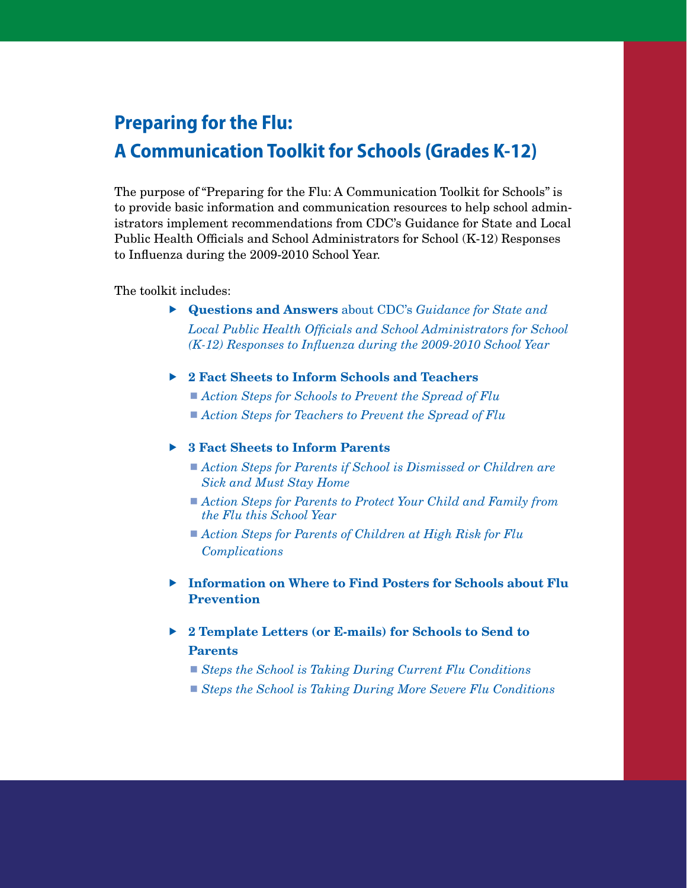# Preparing for the Flu: A Communication Toolkit for Schools (Grades K-12)

The purpose of "Preparing for the Flu: A Communication Toolkit for Schools" is to provide basic information and communication resources to help school administrators implement recommendations from CDC's Guidance for State and Local Public Health Officials and School Administrators for School (K-12) Responses to Influenza during the 2009-2010 School Year.

The toolkit includes:

- **Questions and Answers** about CDC's *Guidance for State and Local Public Health Officials and School Administrators for School (K-12) Responses to Influenza during the 2009-2010 School Year*
- **2 Fact Sheets to Inform Schools and Teachers**
  - *Action Steps for Schools to Prevent the Spread of Flu*
  - *Action Steps for Teachers to Prevent the Spread of Flu*
- **3 Fact Sheets to Inform Parents**
  - *Action Steps for Parents if School is Dismissed or Children are Sick and Must Stay Home*
  - *Action Steps for Parents to Protect Your Child and Family from the Flu this School Year*
  - *Action Steps for Parents of Children at High Risk for Flu Complications*
- **Information on Where to Find Posters for Schools about Flu Prevention**
- **2 Template Letters (or E-mails) for Schools to Send to Parents**
  - *Steps the School is Taking During Current Flu Conditions*
  - *Steps the School is Taking During More Severe Flu Conditions*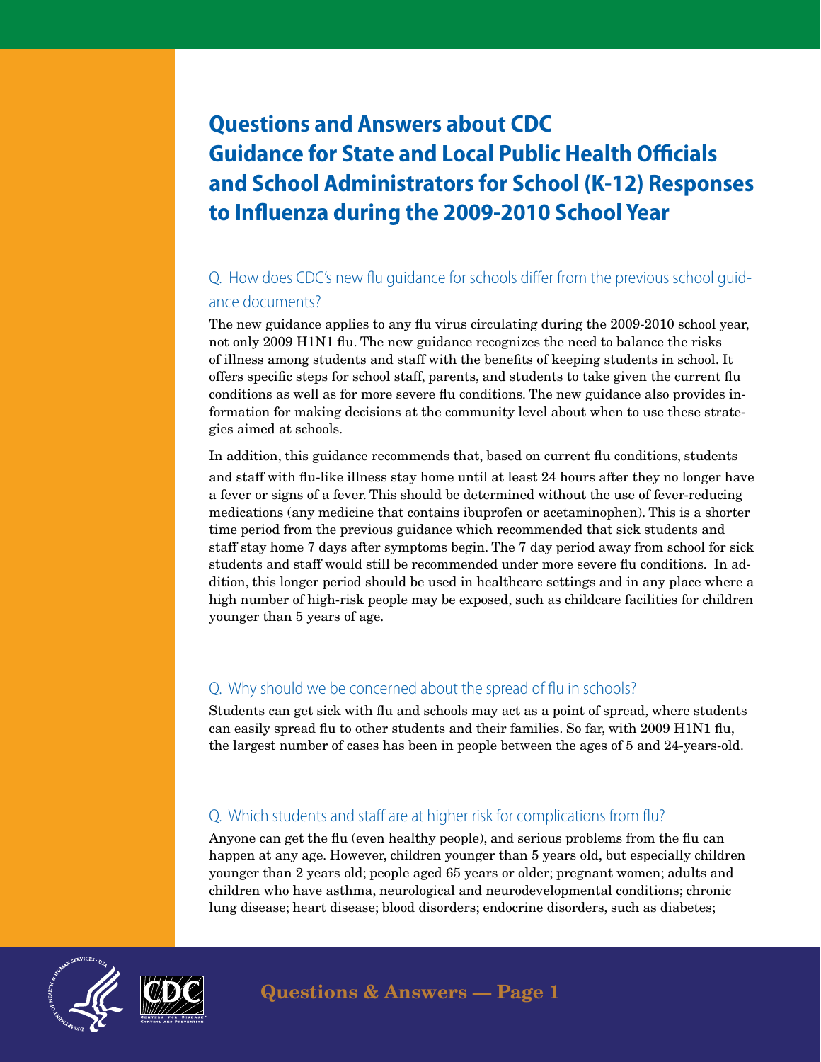# Questions and Answers about CDC Guidance for State and Local Public Health Officials and School Administrators for School (K-12) Responses to Influenza during the 2009-2010 School Year

## Q. How does CDC's new flu guidance for schools differ from the previous school guidance documents?

The new guidance applies to any flu virus circulating during the 2009-2010 school year, not only 2009 H1N1 flu. The new guidance recognizes the need to balance the risks of illness among students and staff with the benefits of keeping students in school. It offers specific steps for school staff, parents, and students to take given the current flu conditions as well as for more severe flu conditions. The new guidance also provides information for making decisions at the community level about when to use these strategies aimed at schools.

In addition, this guidance recommends that, based on current flu conditions, students and staff with flu-like illness stay home until at least 24 hours after they no longer have a fever or signs of a fever. This should be determined without the use of fever-reducing medications (any medicine that contains ibuprofen or acetaminophen). This is a shorter time period from the previous guidance which recommended that sick students and staff stay home 7 days after symptoms begin. The 7 day period away from school for sick students and staff would still be recommended under more severe flu conditions. In addition, this longer period should be used in healthcare settings and in any place where a high number of high-risk people may be exposed, such as childcare facilities for children younger than 5 years of age.

## Q. Why should we be concerned about the spread of flu in schools?

Students can get sick with flu and schools may act as a point of spread, where students can easily spread flu to other students and their families. So far, with 2009 H1N1 flu, the largest number of cases has been in people between the ages of 5 and 24-years-old.

## Q. Which students and staff are at higher risk for complications from flu?

Anyone can get the flu (even healthy people), and serious problems from the flu can happen at any age. However, children younger than 5 years old, but especially children younger than 2 years old; people aged 65 years or older; pregnant women; adults and children who have asthma, neurological and neurodevelopmental conditions; chronic lung disease; heart disease; blood disorders; endocrine disorders, such as diabetes;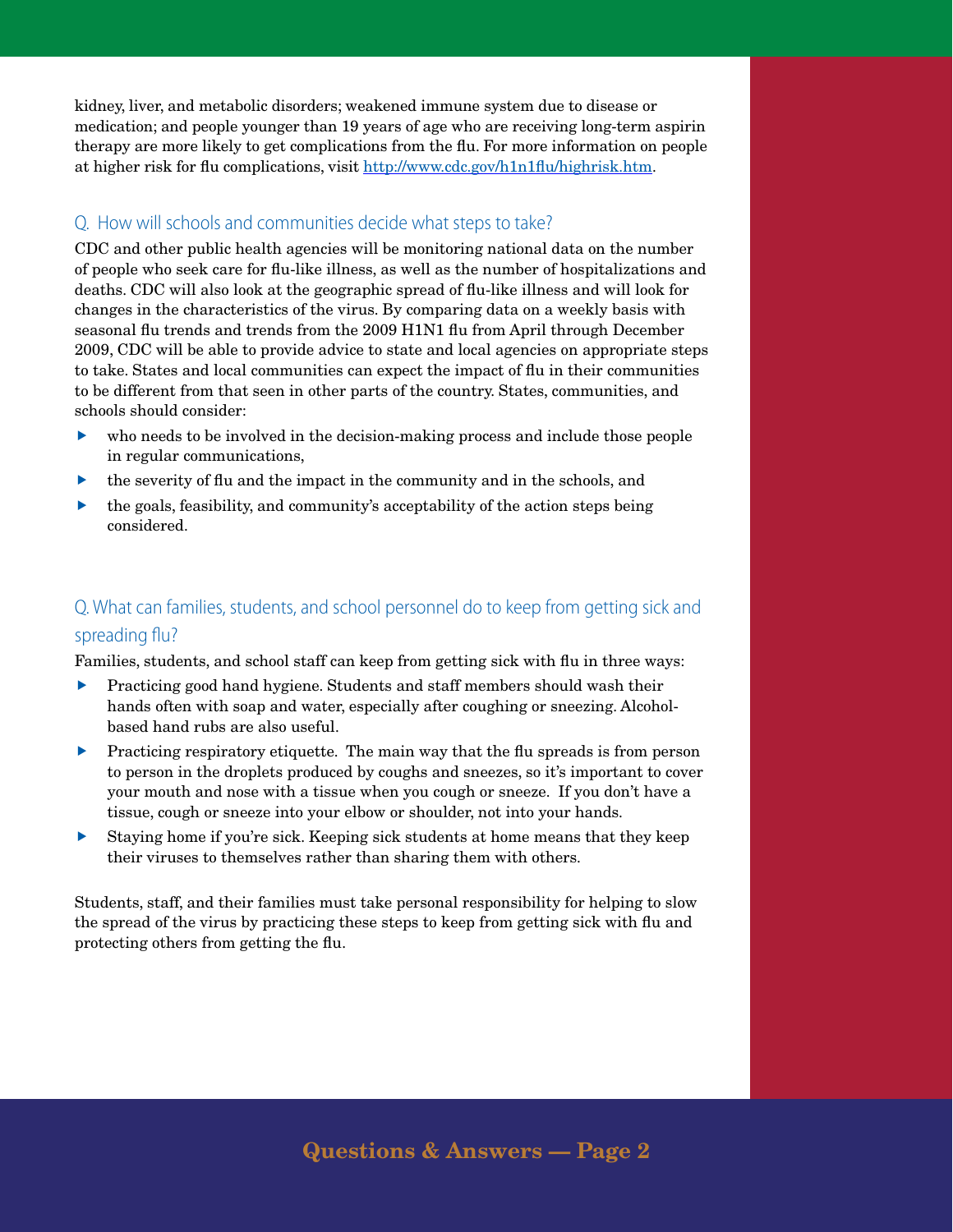kidney, liver, and metabolic disorders; weakened immune system due to disease or medication; and people younger than 19 years of age who are receiving long-term aspirin therapy are more likely to get complications from the flu. For more information on people at higher risk for flu complications, visit http://www.cdc.gov/h1n1flu/highrisk.htm.

## Q. How will schools and communities decide what steps to take?

CDC and other public health agencies will be monitoring national data on the number of people who seek care for flu-like illness, as well as the number of hospitalizations and deaths. CDC will also look at the geographic spread of flu-like illness and will look for changes in the characteristics of the virus. By comparing data on a weekly basis with seasonal flu trends and trends from the 2009 H1N1 flu from April through December 2009, CDC will be able to provide advice to state and local agencies on appropriate steps to take. States and local communities can expect the impact of flu in their communities to be different from that seen in other parts of the country. States, communities, and schools should consider:

- who needs to be involved in the decision-making process and include those people in regular communications,
- the severity of flu and the impact in the community and in the schools, and
- the goals, feasibility, and community's acceptability of the action steps being considered.

## Q. What can families, students, and school personnel do to keep from getting sick and spreading flu?

Families, students, and school staff can keep from getting sick with flu in three ways:

- Practicing good hand hygiene. Students and staff members should wash their hands often with soap and water, especially after coughing or sneezing. Alcohol-based hand rubs are also useful.
- Practicing respiratory etiquette. The main way that the flu spreads is from person to person in the droplets produced by coughs and sneezes, so it's important to cover your mouth and nose with a tissue when you cough or sneeze. If you don't have a tissue, cough or sneeze into your elbow or shoulder, not into your hands.
- Staying home if you're sick. Keeping sick students at home means that they keep their viruses to themselves rather than sharing them with others.

Students, staff, and their families must take personal responsibility for helping to slow the spread of the virus by practicing these steps to keep from getting sick with flu and protecting others from getting the flu.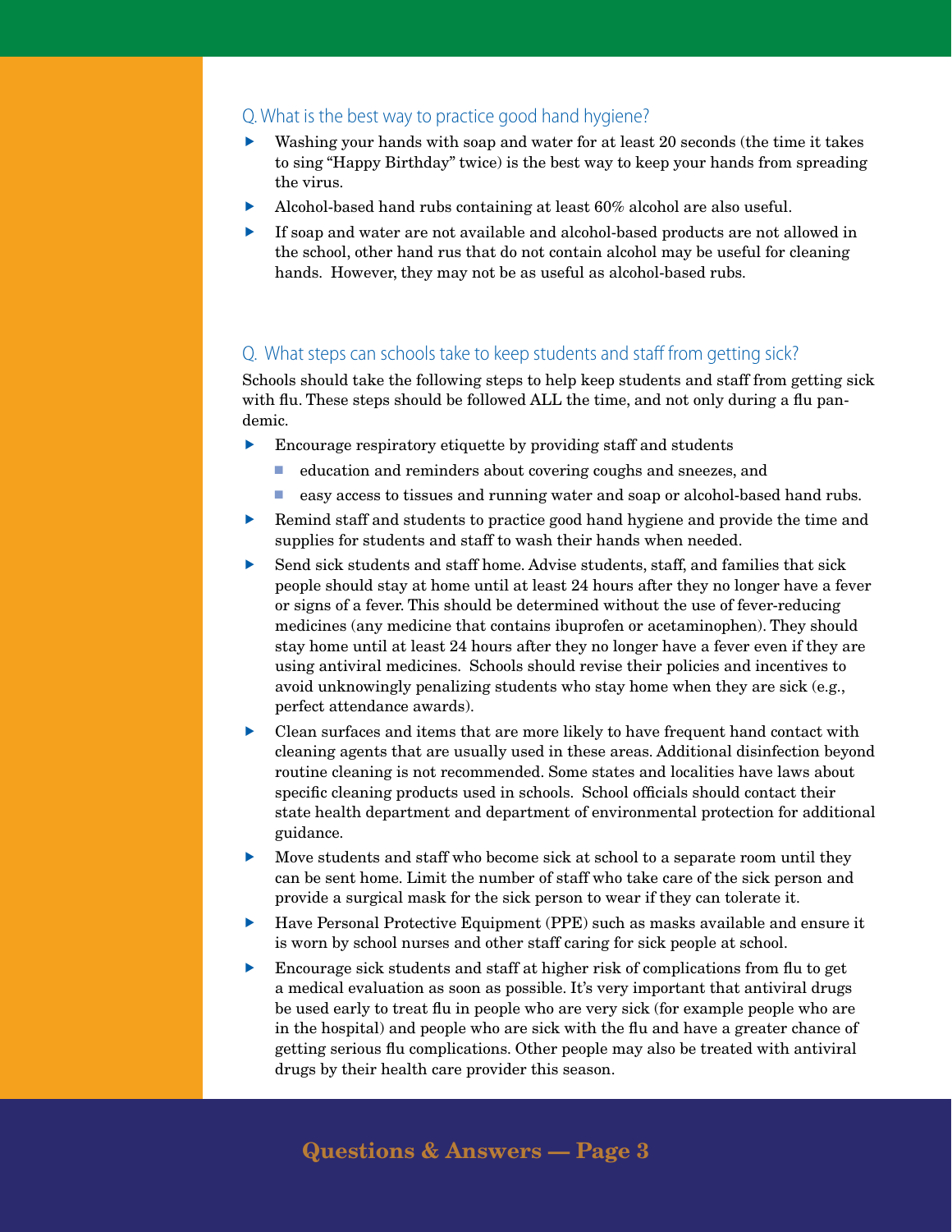### Q. What is the best way to practice good hand hygiene?

- Washing your hands with soap and water for at least 20 seconds (the time it takes to sing "Happy Birthday" twice) is the best way to keep your hands from spreading the virus.
- Alcohol-based hand rubs containing at least 60% alcohol are also useful.
- If soap and water are not available and alcohol-based products are not allowed in the school, other hand rus that do not contain alcohol may be useful for cleaning hands. However, they may not be as useful as alcohol-based rubs.

### Q. What steps can schools take to keep students and staff from getting sick?

Schools should take the following steps to help keep students and staff from getting sick with flu. These steps should be followed ALL the time, and not only during a flu pandemic.

- Encourage respiratory etiquette by providing staff and students
  - education and reminders about covering coughs and sneezes, and
  - easy access to tissues and running water and soap or alcohol-based hand rubs.
- Remind staff and students to practice good hand hygiene and provide the time and supplies for students and staff to wash their hands when needed.
- Send sick students and staff home. Advise students, staff, and families that sick people should stay at home until at least 24 hours after they no longer have a fever or signs of a fever. This should be determined without the use of fever-reducing medicines (any medicine that contains ibuprofen or acetaminophen). They should stay home until at least 24 hours after they no longer have a fever even if they are using antiviral medicines. Schools should revise their policies and incentives to avoid unknowingly penalizing students who stay home when they are sick (e.g., perfect attendance awards).
- Clean surfaces and items that are more likely to have frequent hand contact with cleaning agents that are usually used in these areas. Additional disinfection beyond routine cleaning is not recommended. Some states and localities have laws about specific cleaning products used in schools. School officials should contact their state health department and department of environmental protection for additional guidance.
- Move students and staff who become sick at school to a separate room until they can be sent home. Limit the number of staff who take care of the sick person and provide a surgical mask for the sick person to wear if they can tolerate it.
- Have Personal Protective Equipment (PPE) such as masks available and ensure it is worn by school nurses and other staff caring for sick people at school.
- Encourage sick students and staff at higher risk of complications from flu to get a medical evaluation as soon as possible. It's very important that antiviral drugs be used early to treat flu in people who are very sick (for example people who are in the hospital) and people who are sick with the flu and have a greater chance of getting serious flu complications. Other people may also be treated with antiviral drugs by their health care provider this season.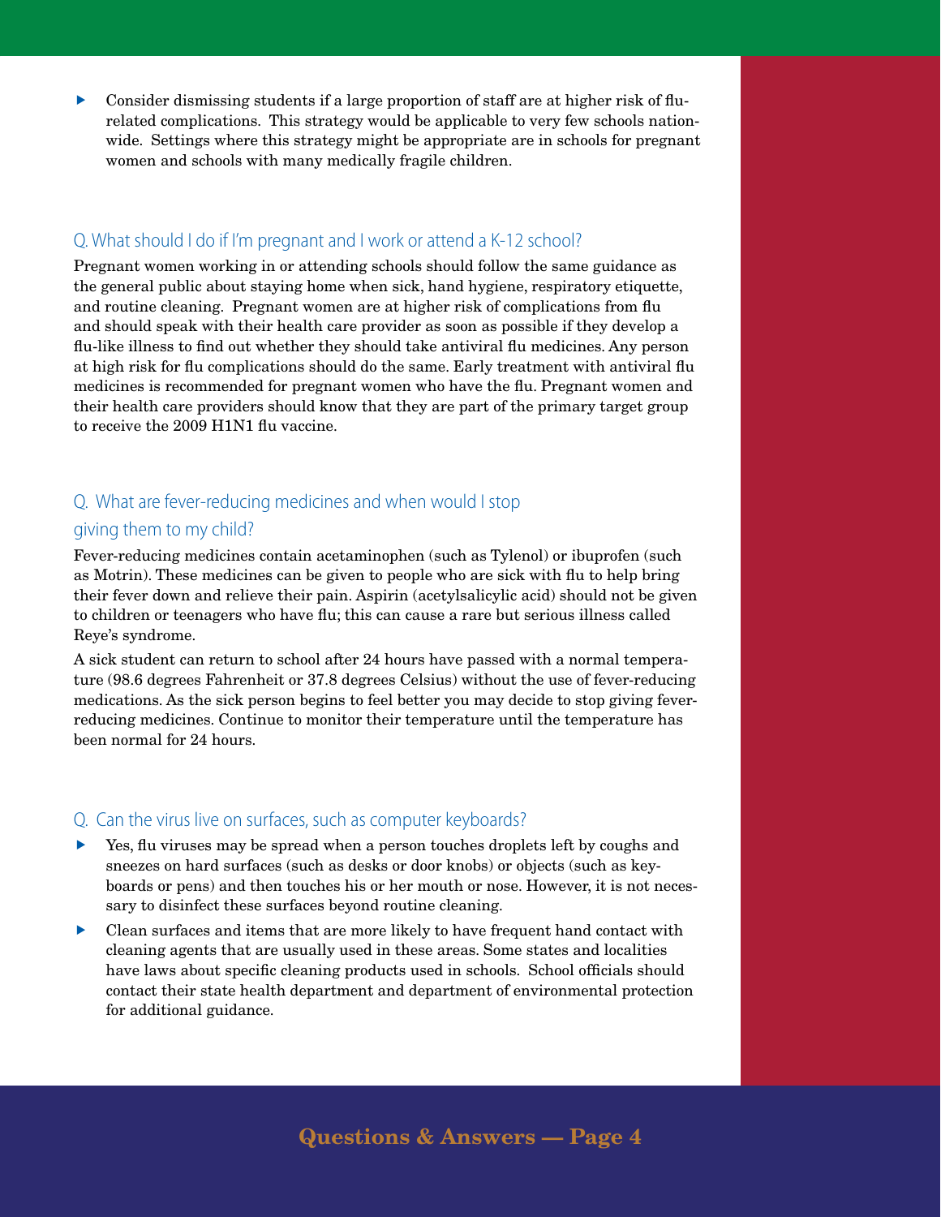- Consider dismissing students if a large proportion of staff are at higher risk of flu-related complications. This strategy would be applicable to very few schools nation-wide. Settings where this strategy might be appropriate are in schools for pregnant women and schools with many medically fragile children.

## Q. What should I do if I'm pregnant and I work or attend a K-12 school?

Pregnant women working in or attending schools should follow the same guidance as the general public about staying home when sick, hand hygiene, respiratory etiquette, and routine cleaning. Pregnant women are at higher risk of complications from flu and should speak with their health care provider as soon as possible if they develop a flu-like illness to find out whether they should take antiviral flu medicines. Any person at high risk for flu complications should do the same. Early treatment with antiviral flu medicines is recommended for pregnant women who have the flu. Pregnant women and their health care providers should know that they are part of the primary target group to receive the 2009 H1N1 flu vaccine.

## Q. What are fever-reducing medicines and when would I stop giving them to my child?

Fever-reducing medicines contain acetaminophen (such as Tylenol) or ibuprofen (such as Motrin). These medicines can be given to people who are sick with flu to help bring their fever down and relieve their pain. Aspirin (acetylsalicylic acid) should not be given to children or teenagers who have flu; this can cause a rare but serious illness called Reye's syndrome.

A sick student can return to school after 24 hours have passed with a normal temperature (98.6 degrees Fahrenheit or 37.8 degrees Celsius) without the use of fever-reducing medications. As the sick person begins to feel better you may decide to stop giving fever-reducing medicines. Continue to monitor their temperature until the temperature has been normal for 24 hours.

## Q. Can the virus live on surfaces, such as computer keyboards?

- Yes, flu viruses may be spread when a person touches droplets left by coughs and sneezes on hard surfaces (such as desks or door knobs) or objects (such as keyboards or pens) and then touches his or her mouth or nose. However, it is not necessary to disinfect these surfaces beyond routine cleaning.
- Clean surfaces and items that are more likely to have frequent hand contact with cleaning agents that are usually used in these areas. Some states and localities have laws about specific cleaning products used in schools. School officials should contact their state health department and department of environmental protection for additional guidance.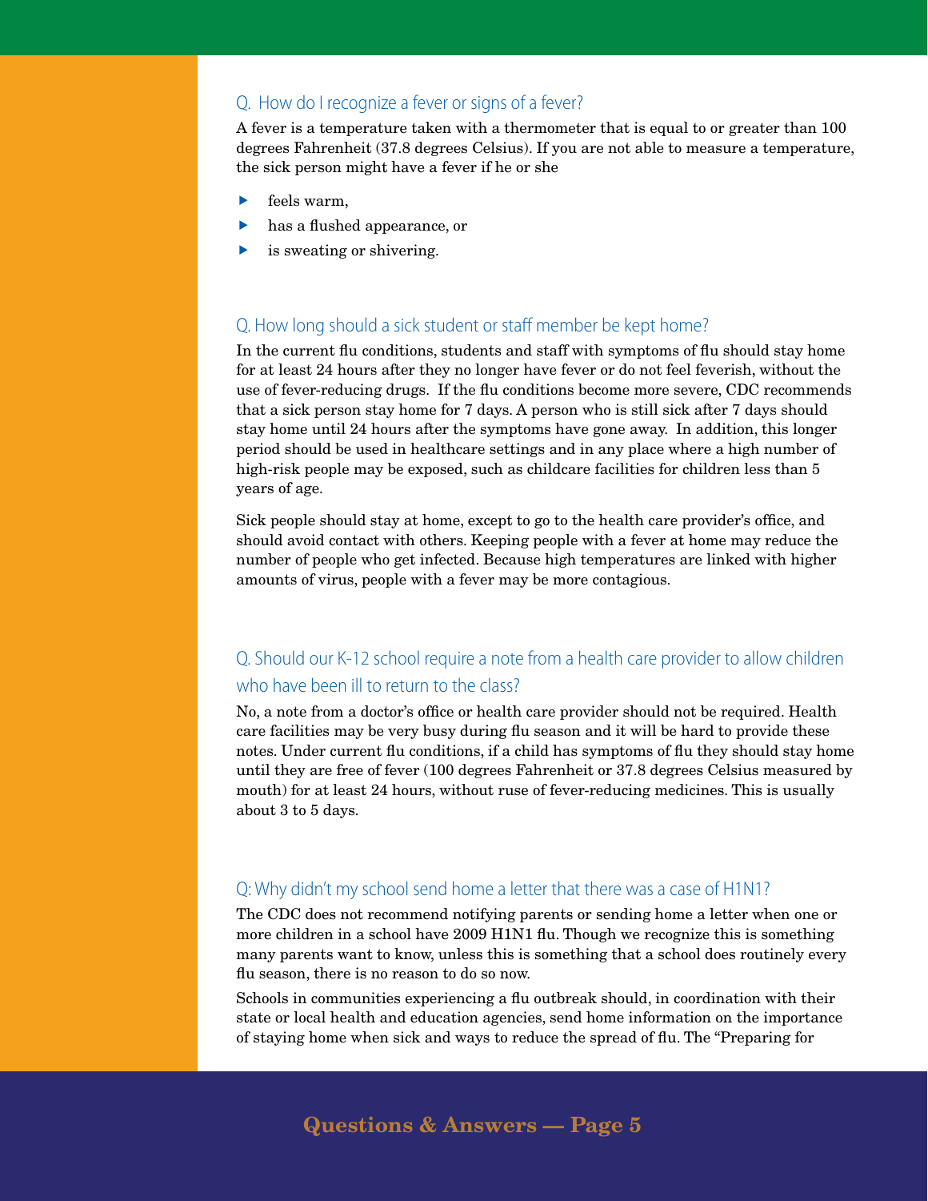### Q. How do I recognize a fever or signs of a fever?

A fever is a temperature taken with a thermometer that is equal to or greater than 100 degrees Fahrenheit (37.8 degrees Celsius). If you are not able to measure a temperature, the sick person might have a fever if he or she

- feels warm,
- has a flushed appearance, or
- is sweating or shivering.

### Q. How long should a sick student or staff member be kept home?

In the current flu conditions, students and staff with symptoms of flu should stay home for at least 24 hours after they no longer have fever or do not feel feverish, without the use of fever-reducing drugs. If the flu conditions become more severe, CDC recommends that a sick person stay home for 7 days. A person who is still sick after 7 days should stay home until 24 hours after the symptoms have gone away. In addition, this longer period should be used in healthcare settings and in any place where a high number of high-risk people may be exposed, such as childcare facilities for children less than 5 years of age.

Sick people should stay at home, except to go to the health care provider's office, and should avoid contact with others. Keeping people with a fever at home may reduce the number of people who get infected. Because high temperatures are linked with higher amounts of virus, people with a fever may be more contagious.

### Q. Should our K-12 school require a note from a health care provider to allow children who have been ill to return to the class?

No, a note from a doctor's office or health care provider should not be required. Health care facilities may be very busy during flu season and it will be hard to provide these notes. Under current flu conditions, if a child has symptoms of flu they should stay home until they are free of fever (100 degrees Fahrenheit or 37.8 degrees Celsius measured by mouth) for at least 24 hours, without ruse of fever-reducing medicines. This is usually about 3 to 5 days.

### Q: Why didn't my school send home a letter that there was a case of H1N1?

The CDC does not recommend notifying parents or sending home a letter when one or more children in a school have 2009 H1N1 flu. Though we recognize this is something many parents want to know, unless this is something that a school does routinely every flu season, there is no reason to do so now.

Schools in communities experiencing a flu outbreak should, in coordination with their state or local health and education agencies, send home information on the importance of staying home when sick and ways to reduce the spread of flu. The "Preparing for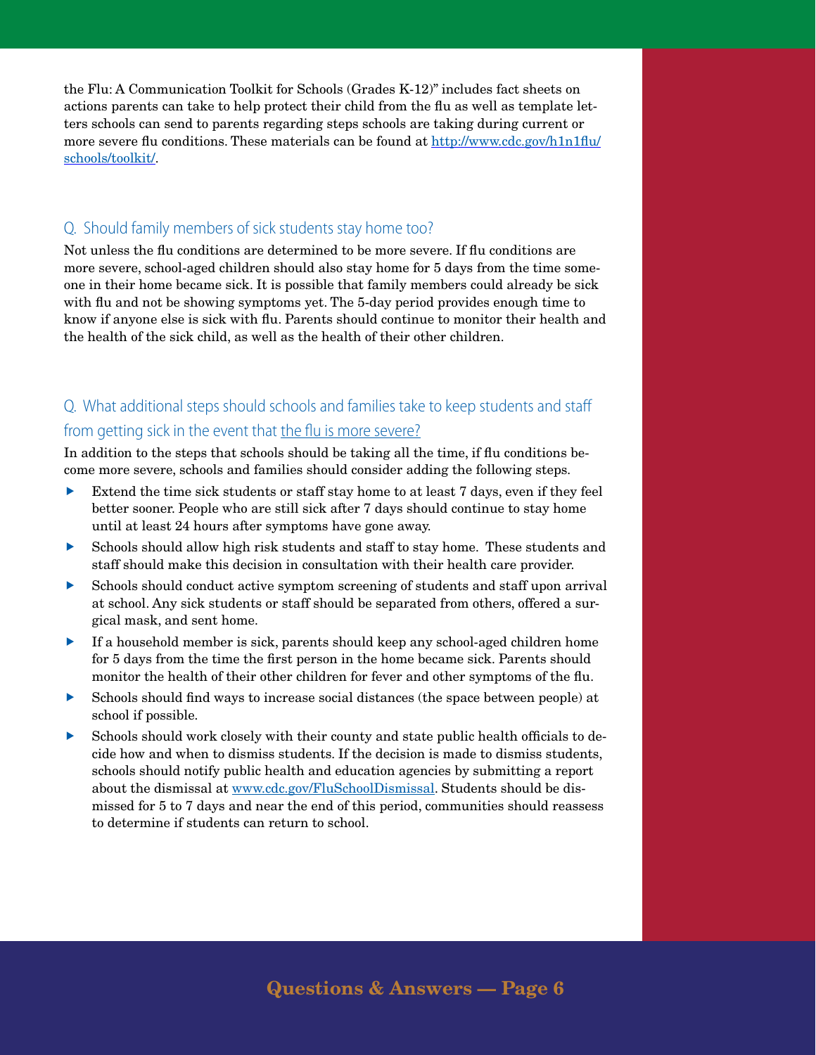the Flu: A Communication Toolkit for Schools (Grades K-12)" includes fact sheets on actions parents can take to help protect their child from the flu as well as template letters schools can send to parents regarding steps schools are taking during current or more severe flu conditions. These materials can be found at [http://www.cdc.gov/h1n1flu/schools/toolkit/](http://www.cdc.gov/h1n1flu/schools/toolkit/).

## Q. Should family members of sick students stay home too?

Not unless the flu conditions are determined to be more severe. If flu conditions are more severe, school-aged children should also stay home for 5 days from the time someone in their home became sick. It is possible that family members could already be sick with flu and not be showing symptoms yet. The 5-day period provides enough time to know if anyone else is sick with flu. Parents should continue to monitor their health and the health of the sick child, as well as the health of their other children.

## Q. What additional steps should schools and families take to keep students and staff from getting sick in the event that the flu is more severe?

In addition to the steps that schools should be taking all the time, if flu conditions become more severe, schools and families should consider adding the following steps.

- Extend the time sick students or staff stay home to at least 7 days, even if they feel better sooner. People who are still sick after 7 days should continue to stay home until at least 24 hours after symptoms have gone away.
- Schools should allow high risk students and staff to stay home. These students and staff should make this decision in consultation with their health care provider.
- Schools should conduct active symptom screening of students and staff upon arrival at school. Any sick students or staff should be separated from others, offered a surgical mask, and sent home.
- If a household member is sick, parents should keep any school-aged children home for 5 days from the time the first person in the home became sick. Parents should monitor the health of their other children for fever and other symptoms of the flu.
- Schools should find ways to increase social distances (the space between people) at school if possible.
- Schools should work closely with their county and state public health officials to decide how and when to dismiss students. If the decision is made to dismiss students, schools should notify public health and education agencies by submitting a report about the dismissal at [www.cdc.gov/FluSchoolDismissal](http://www.cdc.gov/FluSchoolDismissal). Students should be dismissed for 5 to 7 days and near the end of this period, communities should reassess to determine if students can return to school.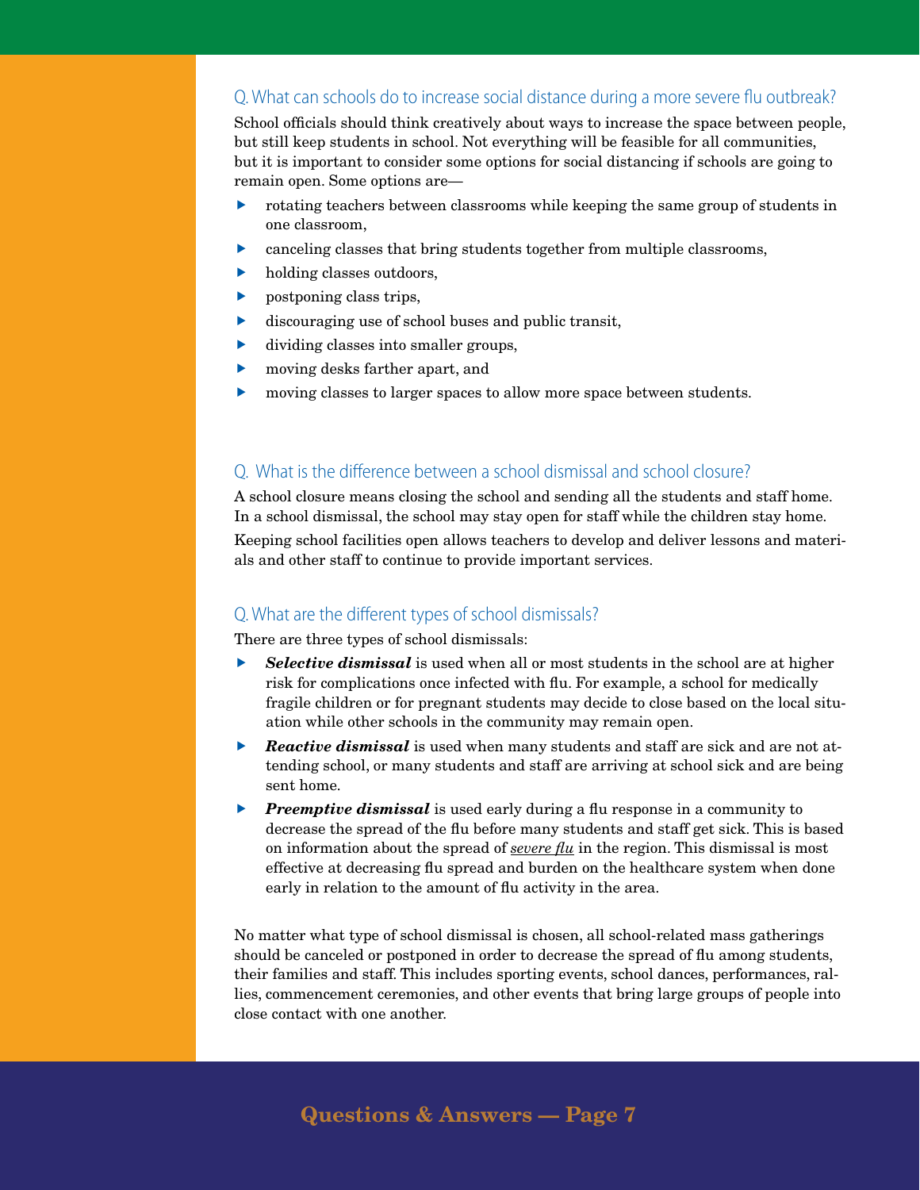## Q. What can schools do to increase social distance during a more severe flu outbreak?

School officials should think creatively about ways to increase the space between people, but still keep students in school. Not everything will be feasible for all communities, but it is important to consider some options for social distancing if schools are going to remain open. Some options are—

- rotating teachers between classrooms while keeping the same group of students in one classroom,
- canceling classes that bring students together from multiple classrooms,
- holding classes outdoors,
- postponing class trips,
- discouraging use of school buses and public transit,
- dividing classes into smaller groups,
- moving desks farther apart, and
- moving classes to larger spaces to allow more space between students.

## Q. What is the difference between a school dismissal and school closure?

A school closure means closing the school and sending all the students and staff home. In a school dismissal, the school may stay open for staff while the children stay home.

Keeping school facilities open allows teachers to develop and deliver lessons and materials and other staff to continue to provide important services.

## Q. What are the different types of school dismissals?

There are three types of school dismissals:

- ***Selective dismissal*** is used when all or most students in the school are at higher risk for complications once infected with flu. For example, a school for medically fragile children or for pregnant students may decide to close based on the local situation while other schools in the community may remain open.
- ***Reactive dismissal*** is used when many students and staff are sick and are not attending school, or many students and staff are arriving at school sick and are being sent home.
- ***Preemptive dismissal*** is used early during a flu response in a community to decrease the spread of the flu before many students and staff get sick. This is based on information about the spread of *severe flu* in the region. This dismissal is most effective at decreasing flu spread and burden on the healthcare system when done early in relation to the amount of flu activity in the area.

No matter what type of school dismissal is chosen, all school-related mass gatherings should be canceled or postponed in order to decrease the spread of flu among students, their families and staff. This includes sporting events, school dances, performances, rallies, commencement ceremonies, and other events that bring large groups of people into close contact with one another.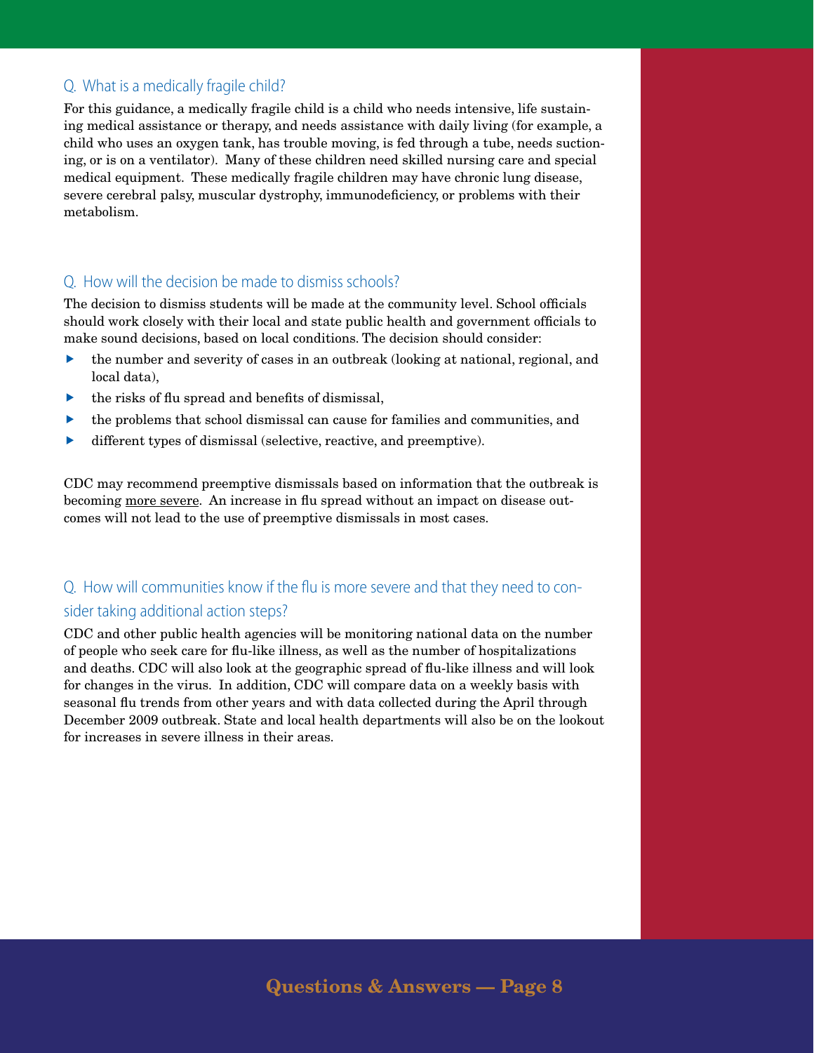## Q. What is a medically fragile child?

For this guidance, a medically fragile child is a child who needs intensive, life sustaining medical assistance or therapy, and needs assistance with daily living (for example, a child who uses an oxygen tank, has trouble moving, is fed through a tube, needs suctioning, or is on a ventilator). Many of these children need skilled nursing care and special medical equipment. These medically fragile children may have chronic lung disease, severe cerebral palsy, muscular dystrophy, immunodeficiency, or problems with their metabolism.

## Q. How will the decision be made to dismiss schools?

The decision to dismiss students will be made at the community level. School officials should work closely with their local and state public health and government officials to make sound decisions, based on local conditions. The decision should consider:

- the number and severity of cases in an outbreak (looking at national, regional, and local data),
- the risks of flu spread and benefits of dismissal,
- the problems that school dismissal can cause for families and communities, and
- different types of dismissal (selective, reactive, and preemptive).

CDC may recommend preemptive dismissals based on information that the outbreak is becoming <u>more severe</u>. An increase in flu spread without an impact on disease outcomes will not lead to the use of preemptive dismissals in most cases.

## Q. How will communities know if the flu is more severe and that they need to consider taking additional action steps?

CDC and other public health agencies will be monitoring national data on the number of people who seek care for flu-like illness, as well as the number of hospitalizations and deaths. CDC will also look at the geographic spread of flu-like illness and will look for changes in the virus. In addition, CDC will compare data on a weekly basis with seasonal flu trends from other years and with data collected during the April through December 2009 outbreak. State and local health departments will also be on the lookout for increases in severe illness in their areas.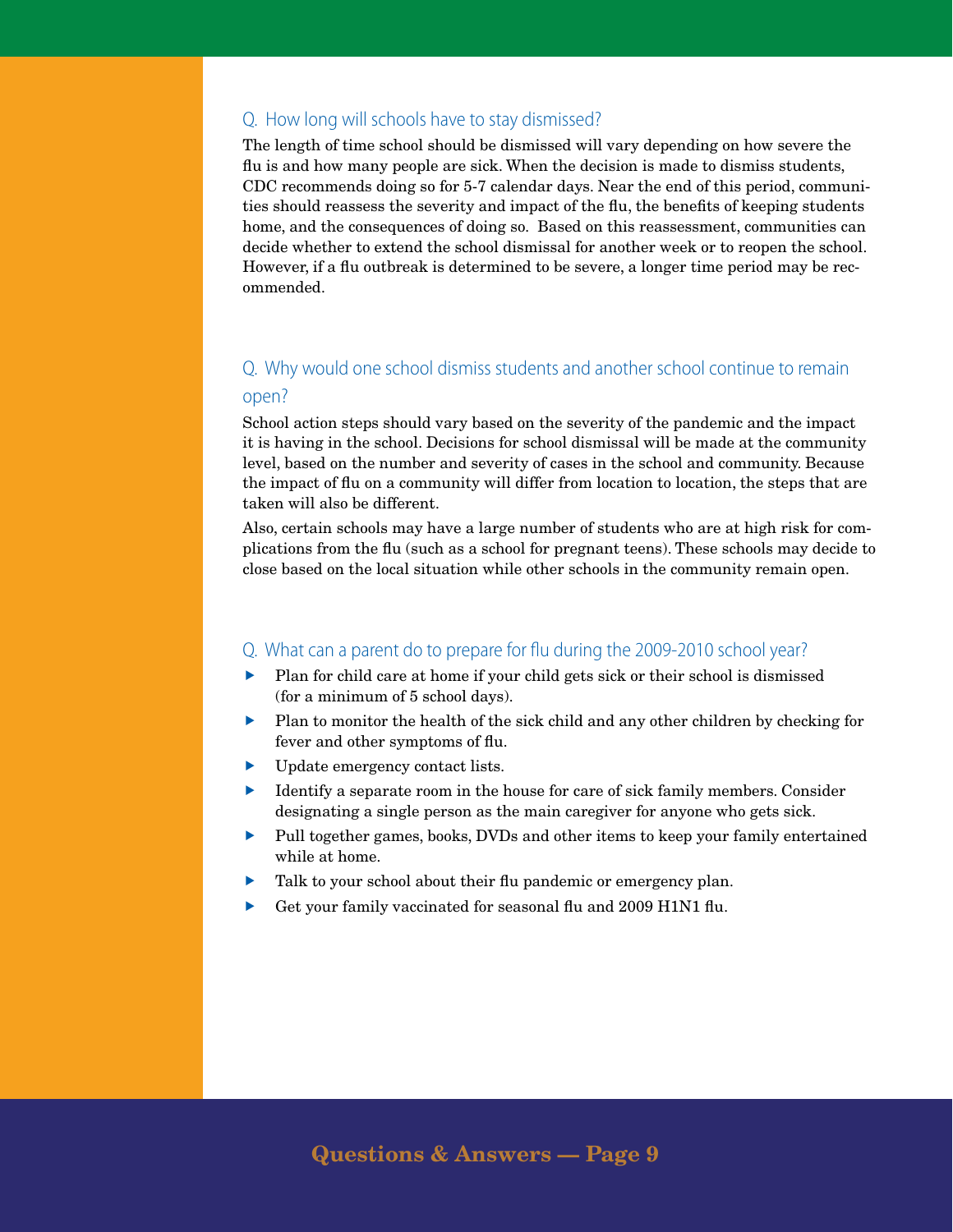## Q. How long will schools have to stay dismissed?

The length of time school should be dismissed will vary depending on how severe the flu is and how many people are sick. When the decision is made to dismiss students, CDC recommends doing so for 5-7 calendar days. Near the end of this period, communities should reassess the severity and impact of the flu, the benefits of keeping students home, and the consequences of doing so. Based on this reassessment, communities can decide whether to extend the school dismissal for another week or to reopen the school. However, if a flu outbreak is determined to be severe, a longer time period may be recommended.

## Q. Why would one school dismiss students and another school continue to remain open?

School action steps should vary based on the severity of the pandemic and the impact it is having in the school. Decisions for school dismissal will be made at the community level, based on the number and severity of cases in the school and community. Because the impact of flu on a community will differ from location to location, the steps that are taken will also be different.

Also, certain schools may have a large number of students who are at high risk for complications from the flu (such as a school for pregnant teens). These schools may decide to close based on the local situation while other schools in the community remain open.

## Q. What can a parent do to prepare for flu during the 2009-2010 school year?

- Plan for child care at home if your child gets sick or their school is dismissed (for a minimum of 5 school days).
- Plan to monitor the health of the sick child and any other children by checking for fever and other symptoms of flu.
- Update emergency contact lists.
- Identify a separate room in the house for care of sick family members. Consider designating a single person as the main caregiver for anyone who gets sick.
- Pull together games, books, DVDs and other items to keep your family entertained while at home.
- Talk to your school about their flu pandemic or emergency plan.
- Get your family vaccinated for seasonal flu and 2009 H1N1 flu.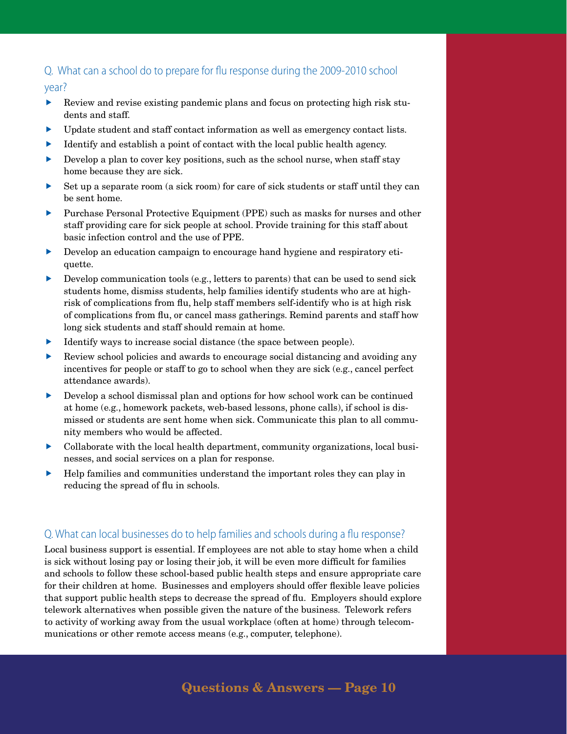## Q. What can a school do to prepare for flu response during the 2009-2010 school year?

- Review and revise existing pandemic plans and focus on protecting high risk students and staff.
- Update student and staff contact information as well as emergency contact lists.
- Identify and establish a point of contact with the local public health agency.
- Develop a plan to cover key positions, such as the school nurse, when staff stay home because they are sick.
- Set up a separate room (a sick room) for care of sick students or staff until they can be sent home.
- Purchase Personal Protective Equipment (PPE) such as masks for nurses and other staff providing care for sick people at school. Provide training for this staff about basic infection control and the use of PPE.
- Develop an education campaign to encourage hand hygiene and respiratory etiquette.
- Develop communication tools (e.g., letters to parents) that can be used to send sick students home, dismiss students, help families identify students who are at high-risk of complications from flu, help staff members self-identify who is at high risk of complications from flu, or cancel mass gatherings. Remind parents and staff how long sick students and staff should remain at home.
- Identify ways to increase social distance (the space between people).
- Review school policies and awards to encourage social distancing and avoiding any incentives for people or staff to go to school when they are sick (e.g., cancel perfect attendance awards).
- Develop a school dismissal plan and options for how school work can be continued at home (e.g., homework packets, web-based lessons, phone calls), if school is dismissed or students are sent home when sick. Communicate this plan to all community members who would be affected.
- Collaborate with the local health department, community organizations, local businesses, and social services on a plan for response.
- Help families and communities understand the important roles they can play in reducing the spread of flu in schools.

## Q. What can local businesses do to help families and schools during a flu response?

Local business support is essential. If employees are not able to stay home when a child is sick without losing pay or losing their job, it will be even more difficult for families and schools to follow these school-based public health steps and ensure appropriate care for their children at home. Businesses and employers should offer flexible leave policies that support public health steps to decrease the spread of flu. Employers should explore telework alternatives when possible given the nature of the business. Telework refers to activity of working away from the usual workplace (often at home) through telecommunications or other remote access means (e.g., computer, telephone).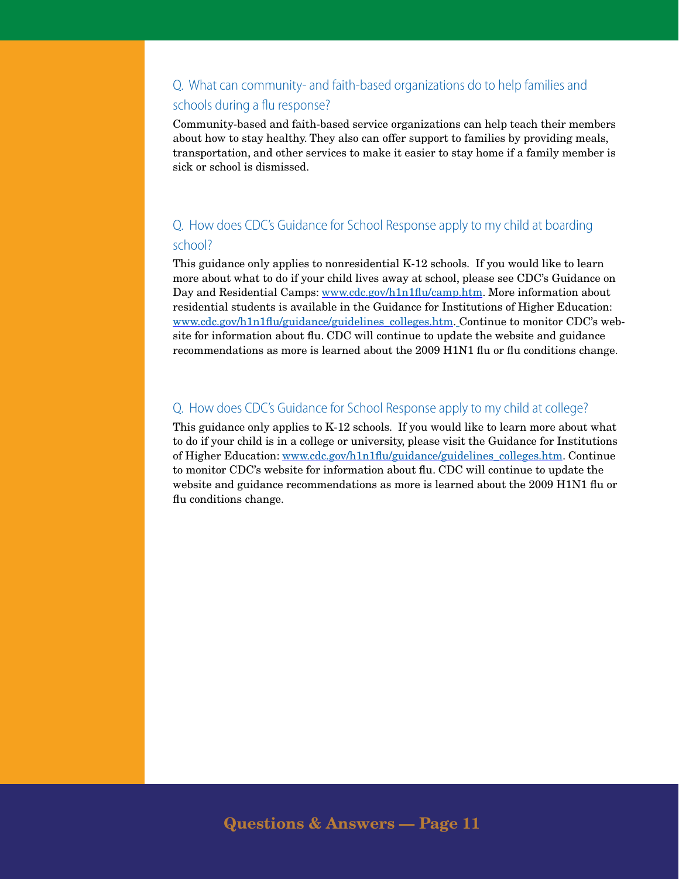### Q. What can community- and faith-based organizations do to help families and schools during a flu response?

Community-based and faith-based service organizations can help teach their members about how to stay healthy. They also can offer support to families by providing meals, transportation, and other services to make it easier to stay home if a family member is sick or school is dismissed.

### Q. How does CDC's Guidance for School Response apply to my child at boarding school?

This guidance only applies to nonresidential K-12 schools. If you would like to learn more about what to do if your child lives away at school, please see CDC's Guidance on Day and Residential Camps: www.cdc.gov/h1n1flu/camp.htm. More information about residential students is available in the Guidance for Institutions of Higher Education: www.cdc.gov/h1n1flu/guidance/guidelines_colleges.htm. Continue to monitor CDC's website for information about flu. CDC will continue to update the website and guidance recommendations as more is learned about the 2009 H1N1 flu or flu conditions change.

### Q. How does CDC's Guidance for School Response apply to my child at college?

This guidance only applies to K-12 schools. If you would like to learn more about what to do if your child is in a college or university, please visit the Guidance for Institutions of Higher Education: www.cdc.gov/h1n1flu/guidance/guidelines_colleges.htm. Continue to monitor CDC's website for information about flu. CDC will continue to update the website and guidance recommendations as more is learned about the 2009 H1N1 flu or flu conditions change.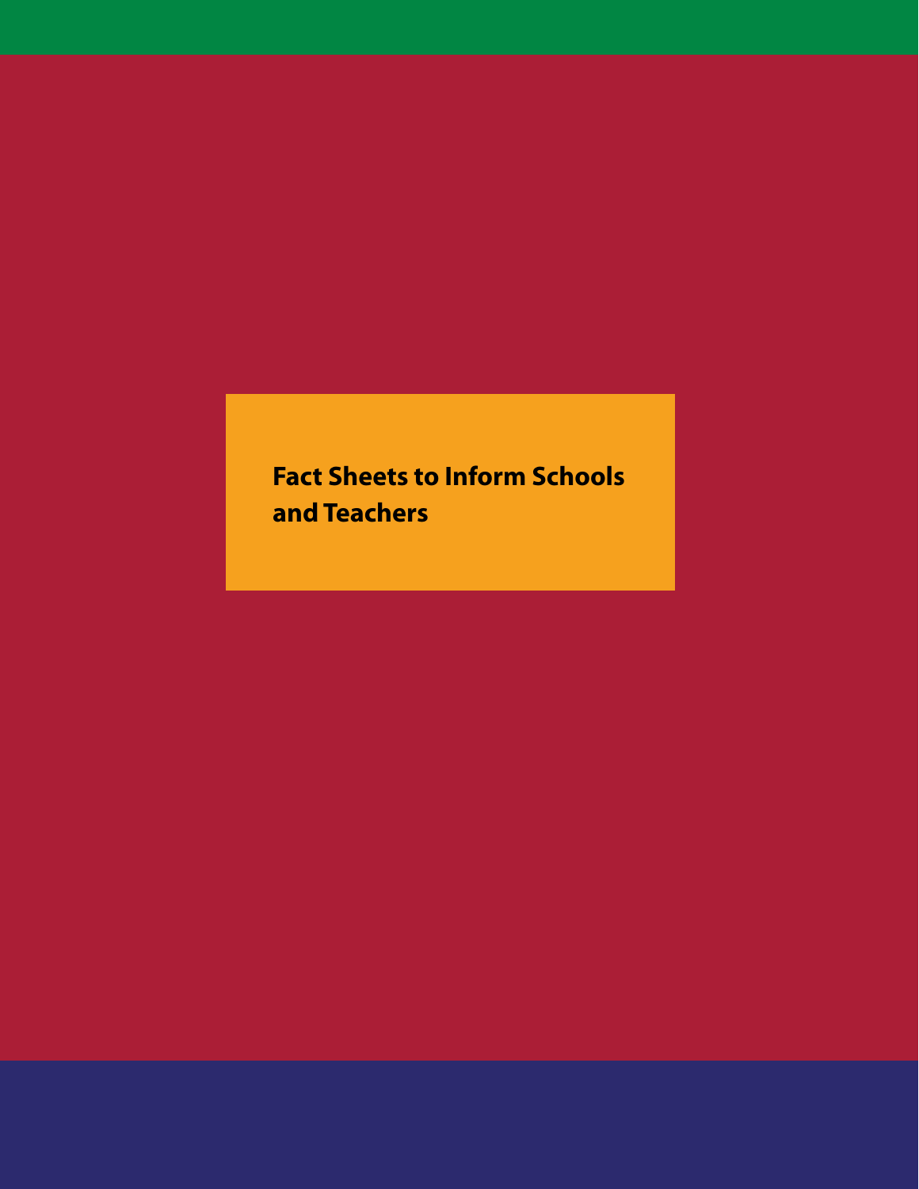# Fact Sheets to Inform Schools and Teachers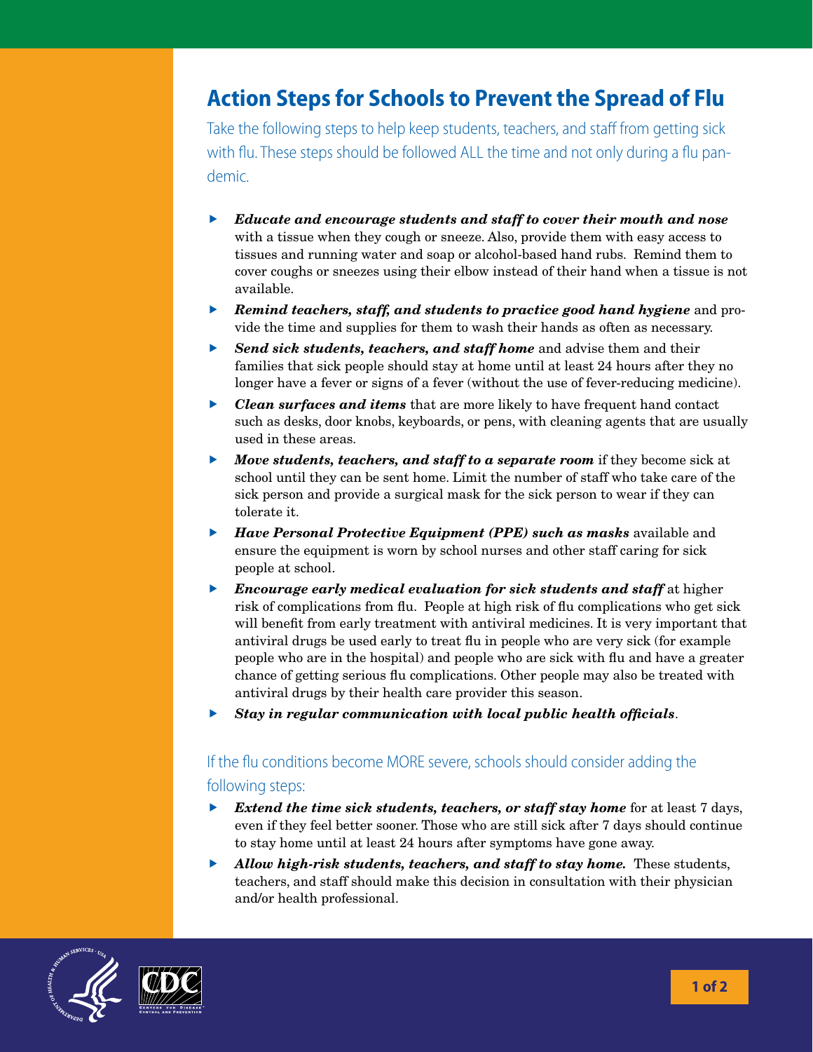# Action Steps for Schools to Prevent the Spread of Flu

Take the following steps to help keep students, teachers, and staff from getting sick with flu. These steps should be followed ALL the time and not only during a flu pandemic.

- ***Educate and encourage students and staff to cover their mouth and nose*** with a tissue when they cough or sneeze. Also, provide them with easy access to tissues and running water and soap or alcohol-based hand rubs. Remind them to cover coughs or sneezes using their elbow instead of their hand when a tissue is not available.
- ***Remind teachers, staff, and students to practice good hand hygiene*** and provide the time and supplies for them to wash their hands as often as necessary.
- ***Send sick students, teachers, and staff home*** and advise them and their families that sick people should stay at home until at least 24 hours after they no longer have a fever or signs of a fever (without the use of fever-reducing medicine).
- ***Clean surfaces and items*** that are more likely to have frequent hand contact such as desks, door knobs, keyboards, or pens, with cleaning agents that are usually used in these areas.
- ***Move students, teachers, and staff to a separate room*** if they become sick at school until they can be sent home. Limit the number of staff who take care of the sick person and provide a surgical mask for the sick person to wear if they can tolerate it.
- ***Have Personal Protective Equipment (PPE) such as masks*** available and ensure the equipment is worn by school nurses and other staff caring for sick people at school.
- ***Encourage early medical evaluation for sick students and staff*** at higher risk of complications from flu. People at high risk of flu complications who get sick will benefit from early treatment with antiviral medicines. It is very important that antiviral drugs be used early to treat flu in people who are very sick (for example people who are in the hospital) and people who are sick with flu and have a greater chance of getting serious flu complications. Other people may also be treated with antiviral drugs by their health care provider this season.
- ***Stay in regular communication with local public health officials***.

If the flu conditions become MORE severe, schools should consider adding the following steps:

- ***Extend the time sick students, teachers, or staff stay home*** for at least 7 days, even if they feel better sooner. Those who are still sick after 7 days should continue to stay home until at least 24 hours after symptoms have gone away.
- ***Allow high-risk students, teachers, and staff to stay home.*** These students, teachers, and staff should make this decision in consultation with their physician and/or health professional.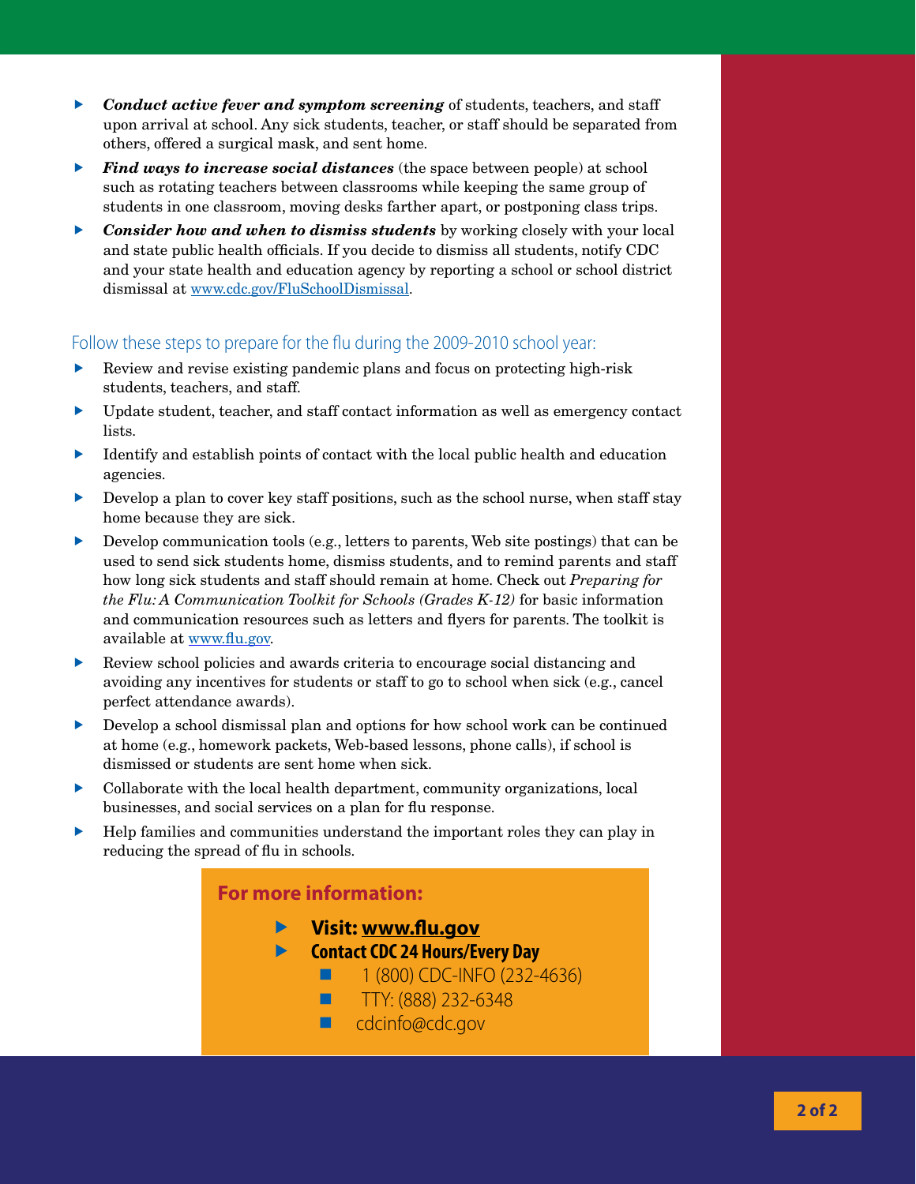- ***Conduct active fever and symptom screening*** of students, teachers, and staff upon arrival at school. Any sick students, teacher, or staff should be separated from others, offered a surgical mask, and sent home.
- ***Find ways to increase social distances*** (the space between people) at school such as rotating teachers between classrooms while keeping the same group of students in one classroom, moving desks farther apart, or postponing class trips.
- ***Consider how and when to dismiss students*** by working closely with your local and state public health officials. If you decide to dismiss all students, notify CDC and your state health and education agency by reporting a school or school district dismissal at www.cdc.gov/FluSchoolDismissal.

## Follow these steps to prepare for the flu during the 2009-2010 school year:

- Review and revise existing pandemic plans and focus on protecting high-risk students, teachers, and staff.
- Update student, teacher, and staff contact information as well as emergency contact lists.
- Identify and establish points of contact with the local public health and education agencies.
- Develop a plan to cover key staff positions, such as the school nurse, when staff stay home because they are sick.
- Develop communication tools (e.g., letters to parents, Web site postings) that can be used to send sick students home, dismiss students, and to remind parents and staff how long sick students and staff should remain at home. Check out *Preparing for the Flu: A Communication Toolkit for Schools (Grades K-12)* for basic information and communication resources such as letters and flyers for parents. The toolkit is available at www.flu.gov.
- Review school policies and awards criteria to encourage social distancing and avoiding any incentives for students or staff to go to school when sick (e.g., cancel perfect attendance awards).
- Develop a school dismissal plan and options for how school work can be continued at home (e.g., homework packets, Web-based lessons, phone calls), if school is dismissed or students are sent home when sick.
- Collaborate with the local health department, community organizations, local businesses, and social services on a plan for flu response.
- Help families and communities understand the important roles they can play in reducing the spread of flu in schools.

### For more information:

- **Visit: www.flu.gov**
- **Contact CDC 24 Hours/Every Day**
  - 1 (800) CDC-INFO (232-4636)
  - TTY: (888) 232-6348
  - cdcinfo@cdc.gov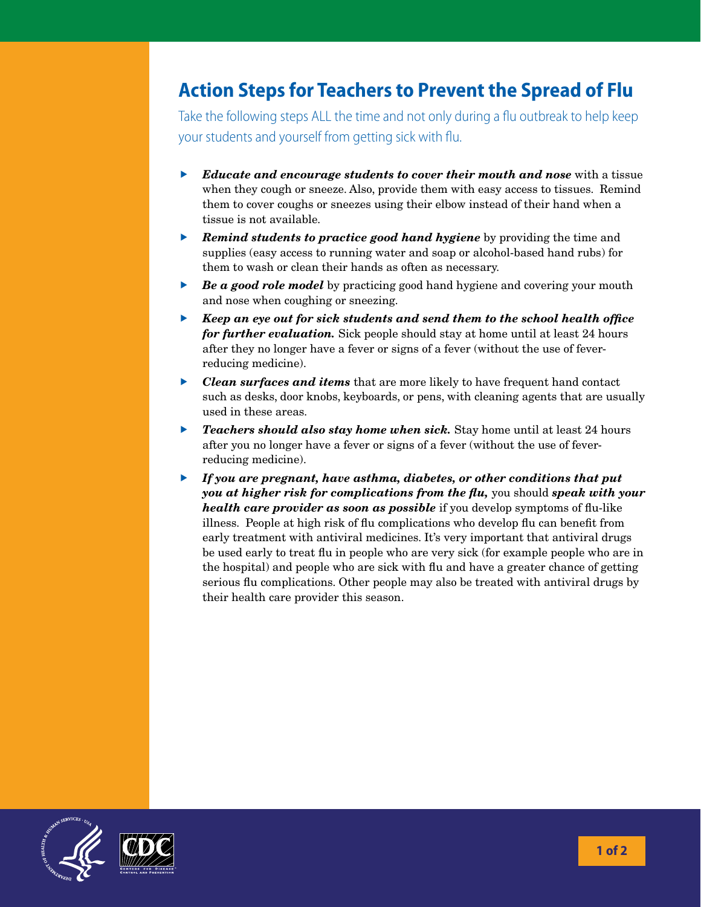# Action Steps for Teachers to Prevent the Spread of Flu

Take the following steps ALL the time and not only during a flu outbreak to help keep your students and yourself from getting sick with flu.

- ***Educate and encourage students to cover their mouth and nose*** with a tissue when they cough or sneeze. Also, provide them with easy access to tissues. Remind them to cover coughs or sneezes using their elbow instead of their hand when a tissue is not available.
- ***Remind students to practice good hand hygiene*** by providing the time and supplies (easy access to running water and soap or alcohol-based hand rubs) for them to wash or clean their hands as often as necessary.
- ***Be a good role model*** by practicing good hand hygiene and covering your mouth and nose when coughing or sneezing.
- ***Keep an eye out for sick students and send them to the school health office for further evaluation.*** Sick people should stay at home until at least 24 hours after they no longer have a fever or signs of a fever (without the use of fever-reducing medicine).
- ***Clean surfaces and items*** that are more likely to have frequent hand contact such as desks, door knobs, keyboards, or pens, with cleaning agents that are usually used in these areas.
- ***Teachers should also stay home when sick.*** Stay home until at least 24 hours after you no longer have a fever or signs of a fever (without the use of fever-reducing medicine).
- ***If you are pregnant, have asthma, diabetes, or other conditions that put you at higher risk for complications from the flu,*** you should ***speak with your health care provider as soon as possible*** if you develop symptoms of flu-like illness. People at high risk of flu complications who develop flu can benefit from early treatment with antiviral medicines. It's very important that antiviral drugs be used early to treat flu in people who are very sick (for example people who are in the hospital) and people who are sick with flu and have a greater chance of getting serious flu complications. Other people may also be treated with antiviral drugs by their health care provider this season.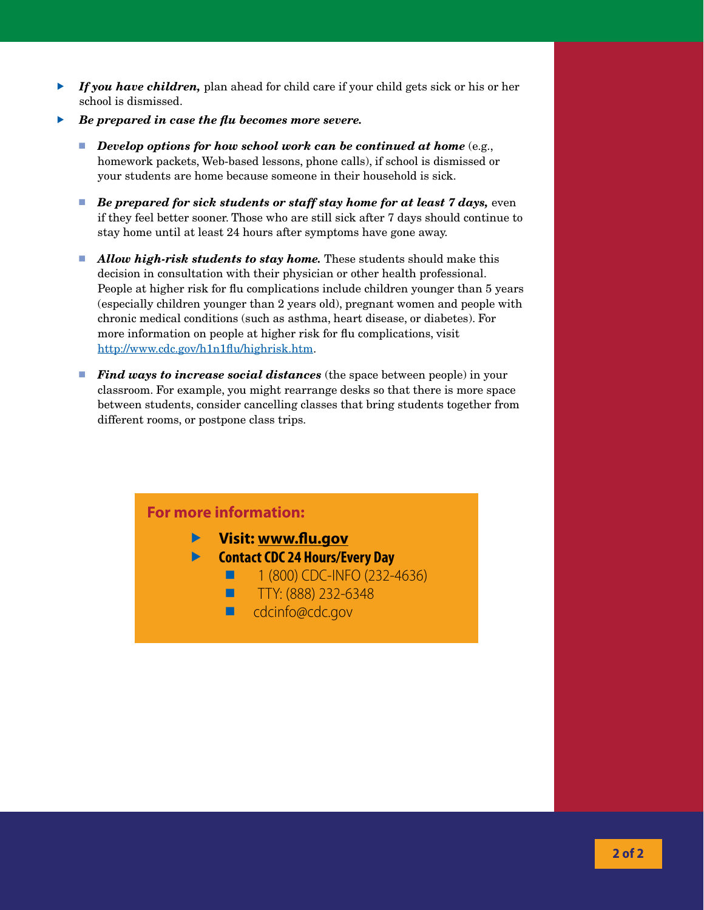- ***If you have children,*** plan ahead for child care if your child gets sick or his or her school is dismissed.
- ***Be prepared in case the flu becomes more severe.***
  - ***Develop options for how school work can be continued at home*** (e.g., homework packets, Web-based lessons, phone calls), if school is dismissed or your students are home because someone in their household is sick.
  - ***Be prepared for sick students or staff stay home for at least 7 days,*** even if they feel better sooner. Those who are still sick after 7 days should continue to stay home until at least 24 hours after symptoms have gone away.
  - ***Allow high-risk students to stay home.*** These students should make this decision in consultation with their physician or other health professional. People at higher risk for flu complications include children younger than 5 years (especially children younger than 2 years old), pregnant women and people with chronic medical conditions (such as asthma, heart disease, or diabetes). For more information on people at higher risk for flu complications, visit http://www.cdc.gov/h1n1flu/highrisk.htm.
  - ***Find ways to increase social distances*** (the space between people) in your classroom. For example, you might rearrange desks so that there is more space between students, consider cancelling classes that bring students together from different rooms, or postpone class trips.

**For more information:**

- **Visit: www.flu.gov**
- **Contact CDC 24 Hours/Every Day**
  - 1 (800) CDC-INFO (232-4636)
  - TTY: (888) 232-6348
  - cdcinfo@cdc.gov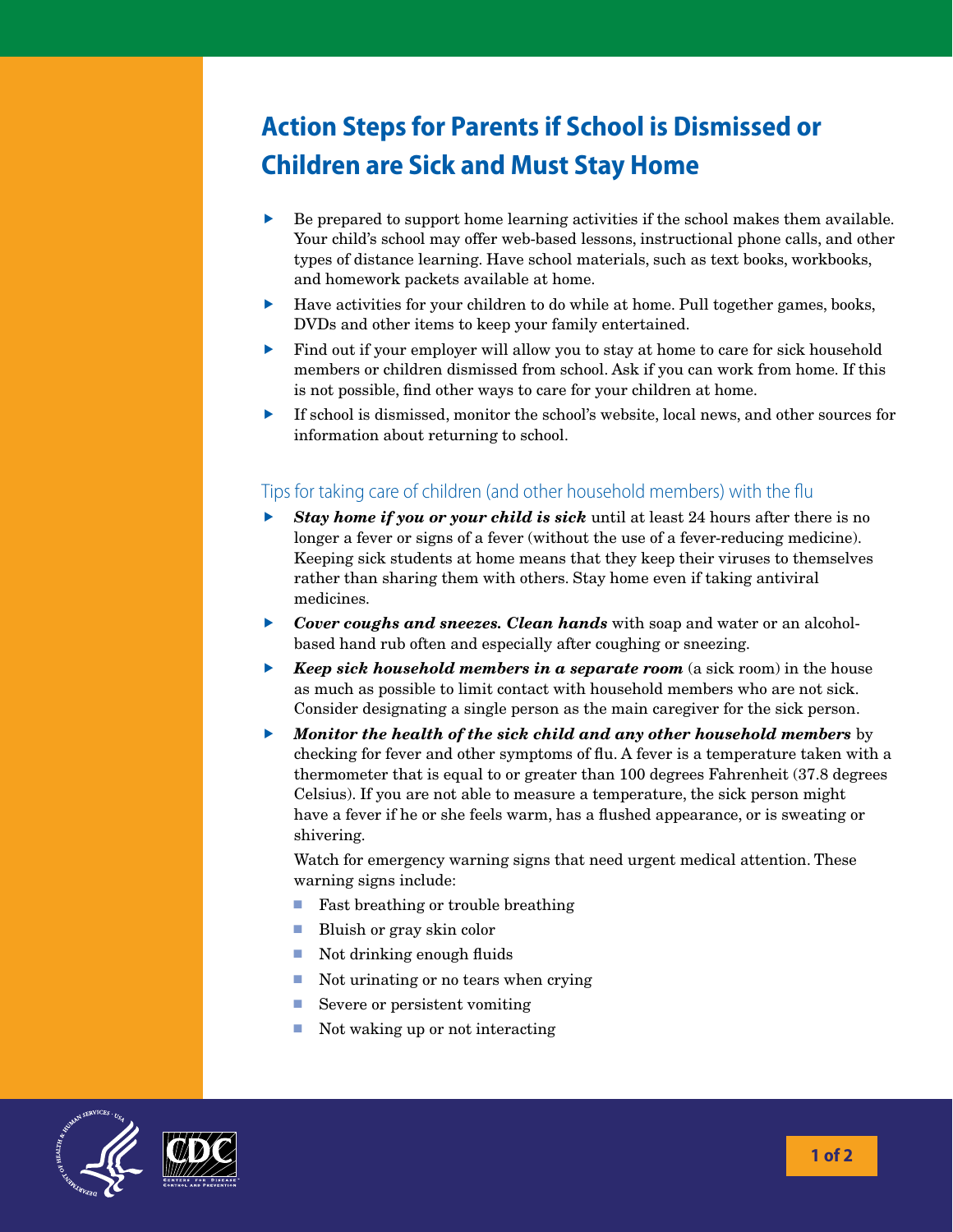# Action Steps for Parents if School is Dismissed or Children are Sick and Must Stay Home

- Be prepared to support home learning activities if the school makes them available. Your child's school may offer web-based lessons, instructional phone calls, and other types of distance learning. Have school materials, such as text books, workbooks, and homework packets available at home.
- Have activities for your children to do while at home. Pull together games, books, DVDs and other items to keep your family entertained.
- Find out if your employer will allow you to stay at home to care for sick household members or children dismissed from school. Ask if you can work from home. If this is not possible, find other ways to care for your children at home.
- If school is dismissed, monitor the school's website, local news, and other sources for information about returning to school.

## Tips for taking care of children (and other household members) with the flu

- ***Stay home if you or your child is sick*** until at least 24 hours after there is no longer a fever or signs of a fever (without the use of a fever-reducing medicine). Keeping sick students at home means that they keep their viruses to themselves rather than sharing them with others. Stay home even if taking antiviral medicines.
- ***Cover coughs and sneezes. Clean hands*** with soap and water or an alcohol-based hand rub often and especially after coughing or sneezing.
- ***Keep sick household members in a separate room*** (a sick room) in the house as much as possible to limit contact with household members who are not sick. Consider designating a single person as the main caregiver for the sick person.
- ***Monitor the health of the sick child and any other household members*** by checking for fever and other symptoms of flu. A fever is a temperature taken with a thermometer that is equal to or greater than 100 degrees Fahrenheit (37.8 degrees Celsius). If you are not able to measure a temperature, the sick person might have a fever if he or she feels warm, has a flushed appearance, or is sweating or shivering.

  Watch for emergency warning signs that need urgent medical attention. These warning signs include:

  - Fast breathing or trouble breathing
  - Bluish or gray skin color
  - Not drinking enough fluids
  - Not urinating or no tears when crying
  - Severe or persistent vomiting
  - Not waking up or not interacting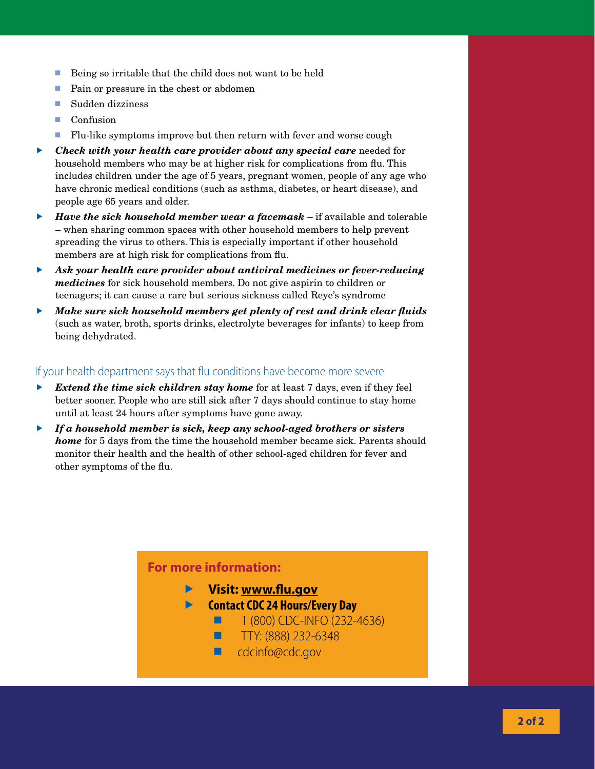- Being so irritable that the child does not want to be held
- Pain or pressure in the chest or abdomen
- Sudden dizziness
- Confusion
- Flu-like symptoms improve but then return with fever and worse cough

- ***Check with your health care provider about any special care*** needed for household members who may be at higher risk for complications from flu. This includes children under the age of 5 years, pregnant women, people of any age who have chronic medical conditions (such as asthma, diabetes, or heart disease), and people age 65 years and older.
- ***Have the sick household member wear a facemask*** – if available and tolerable – when sharing common spaces with other household members to help prevent spreading the virus to others. This is especially important if other household members are at high risk for complications from flu.
- ***Ask your health care provider about antiviral medicines or fever-reducing medicines*** for sick household members. Do not give aspirin to children or teenagers; it can cause a rare but serious sickness called Reye's syndrome
- ***Make sure sick household members get plenty of rest and drink clear fluids*** (such as water, broth, sports drinks, electrolyte beverages for infants) to keep from being dehydrated.

## If your health department says that flu conditions have become more severe

- ***Extend the time sick children stay home*** for at least 7 days, even if they feel better sooner. People who are still sick after 7 days should continue to stay home until at least 24 hours after symptoms have gone away.
- ***If a household member is sick, keep any school-aged brothers or sisters home*** for 5 days from the time the household member became sick. Parents should monitor their health and the health of other school-aged children for fever and other symptoms of the flu.

**For more information:**

- **Visit: www.flu.gov**
- **Contact CDC 24 Hours/Every Day**
  - 1 (800) CDC-INFO (232-4636)
  - TTY: (888) 232-6348
  - cdcinfo@cdc.gov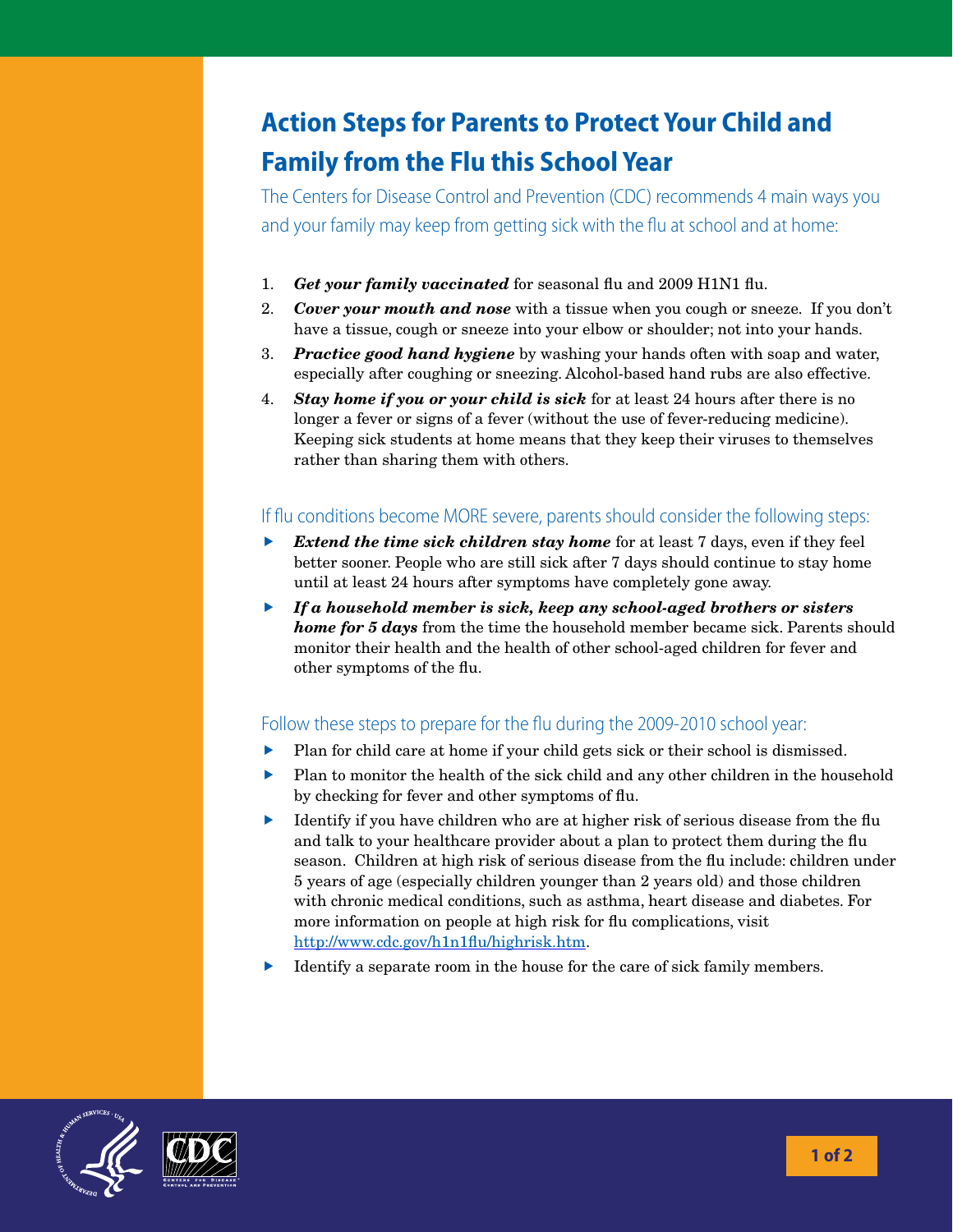# Action Steps for Parents to Protect Your Child and Family from the Flu this School Year

The Centers for Disease Control and Prevention (CDC) recommends 4 main ways you and your family may keep from getting sick with the flu at school and at home:

1. ***Get your family vaccinated*** for seasonal flu and 2009 H1N1 flu.
2. ***Cover your mouth and nose*** with a tissue when you cough or sneeze. If you don't have a tissue, cough or sneeze into your elbow or shoulder; not into your hands.
3. ***Practice good hand hygiene*** by washing your hands often with soap and water, especially after coughing or sneezing. Alcohol-based hand rubs are also effective.
4. ***Stay home if you or your child is sick*** for at least 24 hours after there is no longer a fever or signs of a fever (without the use of fever-reducing medicine). Keeping sick students at home means that they keep their viruses to themselves rather than sharing them with others.

## If flu conditions become MORE severe, parents should consider the following steps:

- ***Extend the time sick children stay home*** for at least 7 days, even if they feel better sooner. People who are still sick after 7 days should continue to stay home until at least 24 hours after symptoms have completely gone away.
- ***If a household member is sick, keep any school-aged brothers or sisters home for 5 days*** from the time the household member became sick. Parents should monitor their health and the health of other school-aged children for fever and other symptoms of the flu.

## Follow these steps to prepare for the flu during the 2009-2010 school year:

- Plan for child care at home if your child gets sick or their school is dismissed.
- Plan to monitor the health of the sick child and any other children in the household by checking for fever and other symptoms of flu.
- Identify if you have children who are at higher risk of serious disease from the flu and talk to your healthcare provider about a plan to protect them during the flu season. Children at high risk of serious disease from the flu include: children under 5 years of age (especially children younger than 2 years old) and those children with chronic medical conditions, such as asthma, heart disease and diabetes. For more information on people at high risk for flu complications, visit http://www.cdc.gov/h1n1flu/highrisk.htm.
- Identify a separate room in the house for the care of sick family members.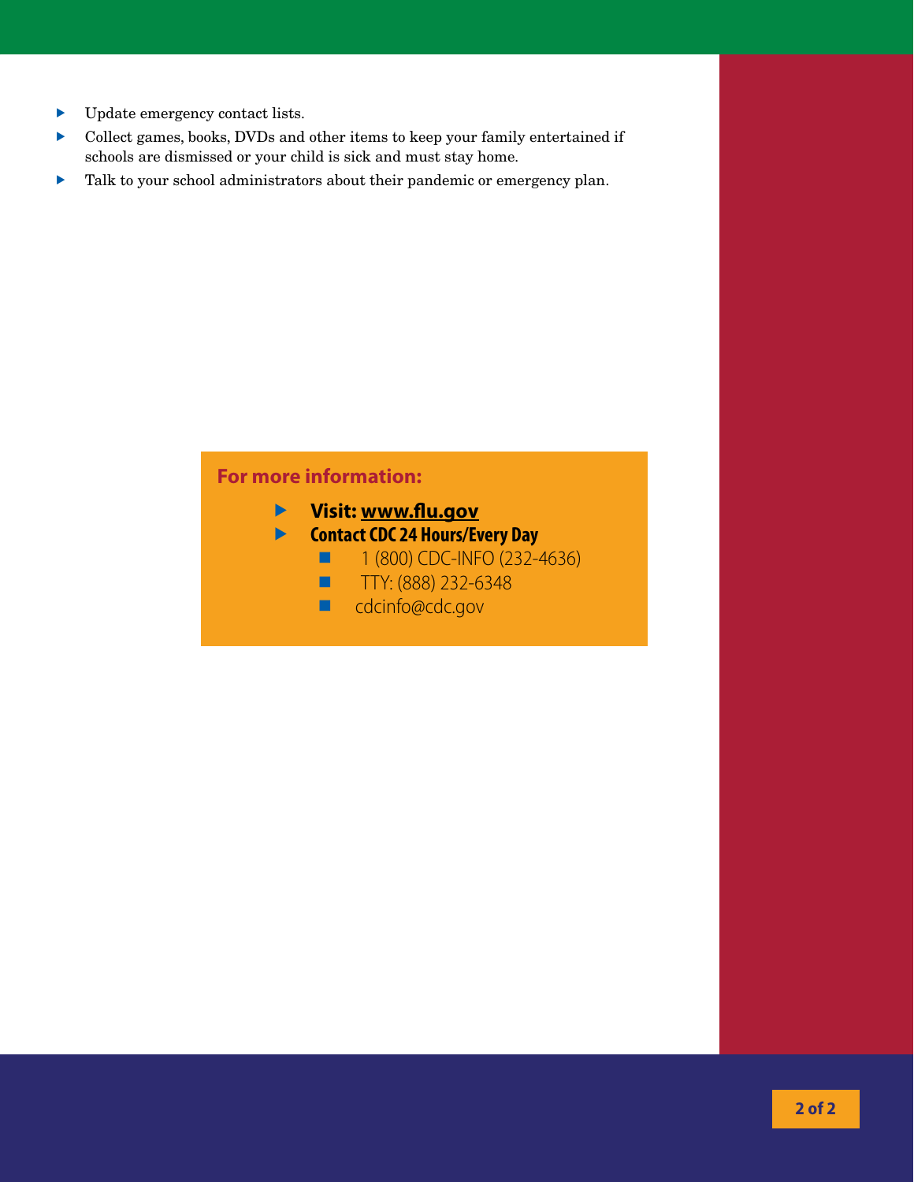- Update emergency contact lists.
- Collect games, books, DVDs and other items to keep your family entertained if schools are dismissed or your child is sick and must stay home.
- Talk to your school administrators about their pandemic or emergency plan.

**For more information:**

- **Visit: www.flu.gov**
- **Contact CDC 24 Hours/Every Day**
  - 1 (800) CDC-INFO (232-4636)
  - TTY: (888) 232-6348
  - cdcinfo@cdc.gov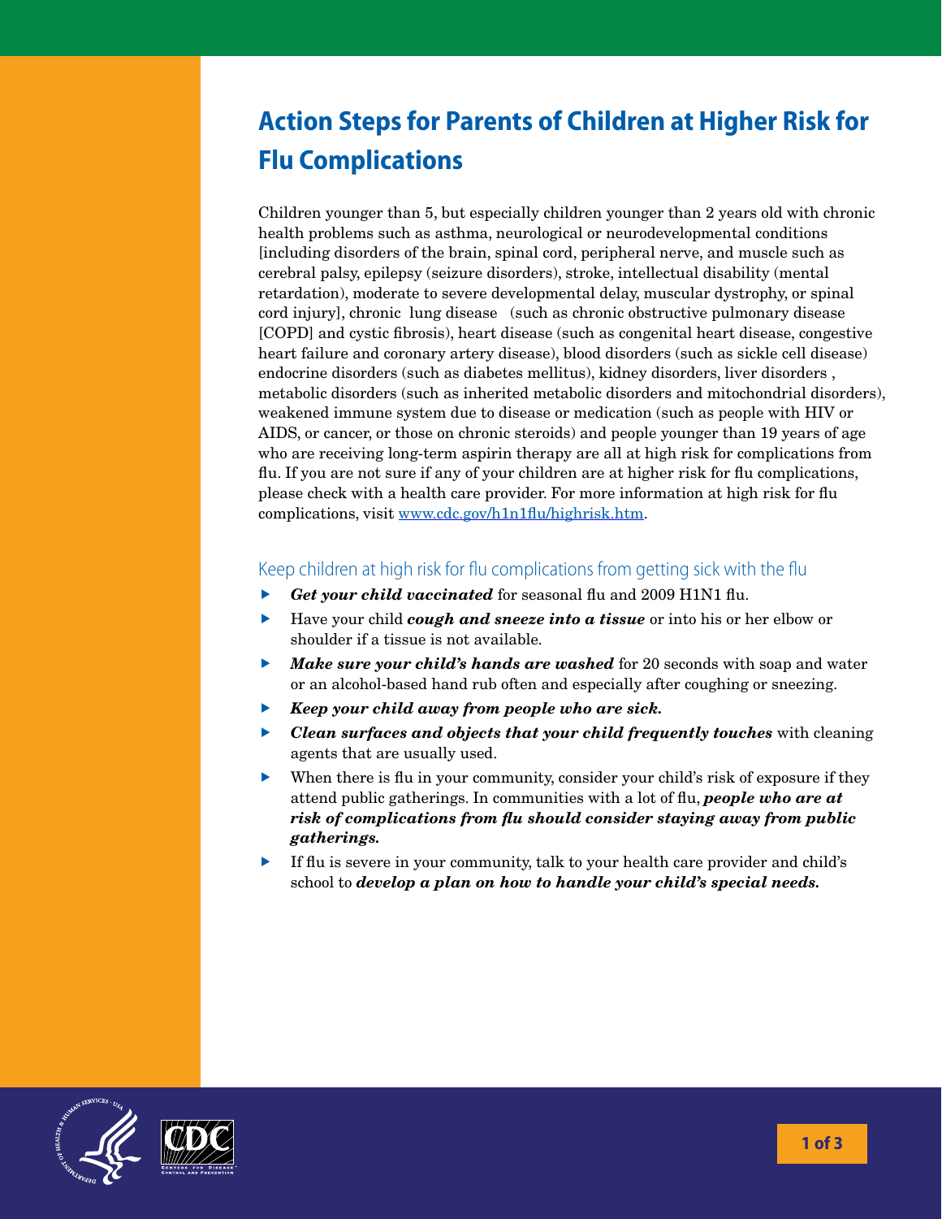# Action Steps for Parents of Children at Higher Risk for Flu Complications

Children younger than 5, but especially children younger than 2 years old with chronic health problems such as asthma, neurological or neurodevelopmental conditions [including disorders of the brain, spinal cord, peripheral nerve, and muscle such as cerebral palsy, epilepsy (seizure disorders), stroke, intellectual disability (mental retardation), moderate to severe developmental delay, muscular dystrophy, or spinal cord injury], chronic lung disease (such as chronic obstructive pulmonary disease [COPD] and cystic fibrosis), heart disease (such as congenital heart disease, congestive heart failure and coronary artery disease), blood disorders (such as sickle cell disease) endocrine disorders (such as diabetes mellitus), kidney disorders, liver disorders , metabolic disorders (such as inherited metabolic disorders and mitochondrial disorders), weakened immune system due to disease or medication (such as people with HIV or AIDS, or cancer, or those on chronic steroids) and people younger than 19 years of age who are receiving long-term aspirin therapy are all at high risk for complications from flu. If you are not sure if any of your children are at higher risk for flu complications, please check with a health care provider. For more information at high risk for flu complications, visit www.cdc.gov/h1n1flu/highrisk.htm.

## Keep children at high risk for flu complications from getting sick with the flu

- ***Get your child vaccinated*** for seasonal flu and 2009 H1N1 flu.
- Have your child ***cough and sneeze into a tissue*** or into his or her elbow or shoulder if a tissue is not available.
- ***Make sure your child's hands are washed*** for 20 seconds with soap and water or an alcohol-based hand rub often and especially after coughing or sneezing.
- ***Keep your child away from people who are sick.***
- ***Clean surfaces and objects that your child frequently touches*** with cleaning agents that are usually used.
- When there is flu in your community, consider your child's risk of exposure if they attend public gatherings. In communities with a lot of flu, ***people who are at risk of complications from flu should consider staying away from public gatherings.***
- If flu is severe in your community, talk to your health care provider and child's school to ***develop a plan on how to handle your child's special needs.***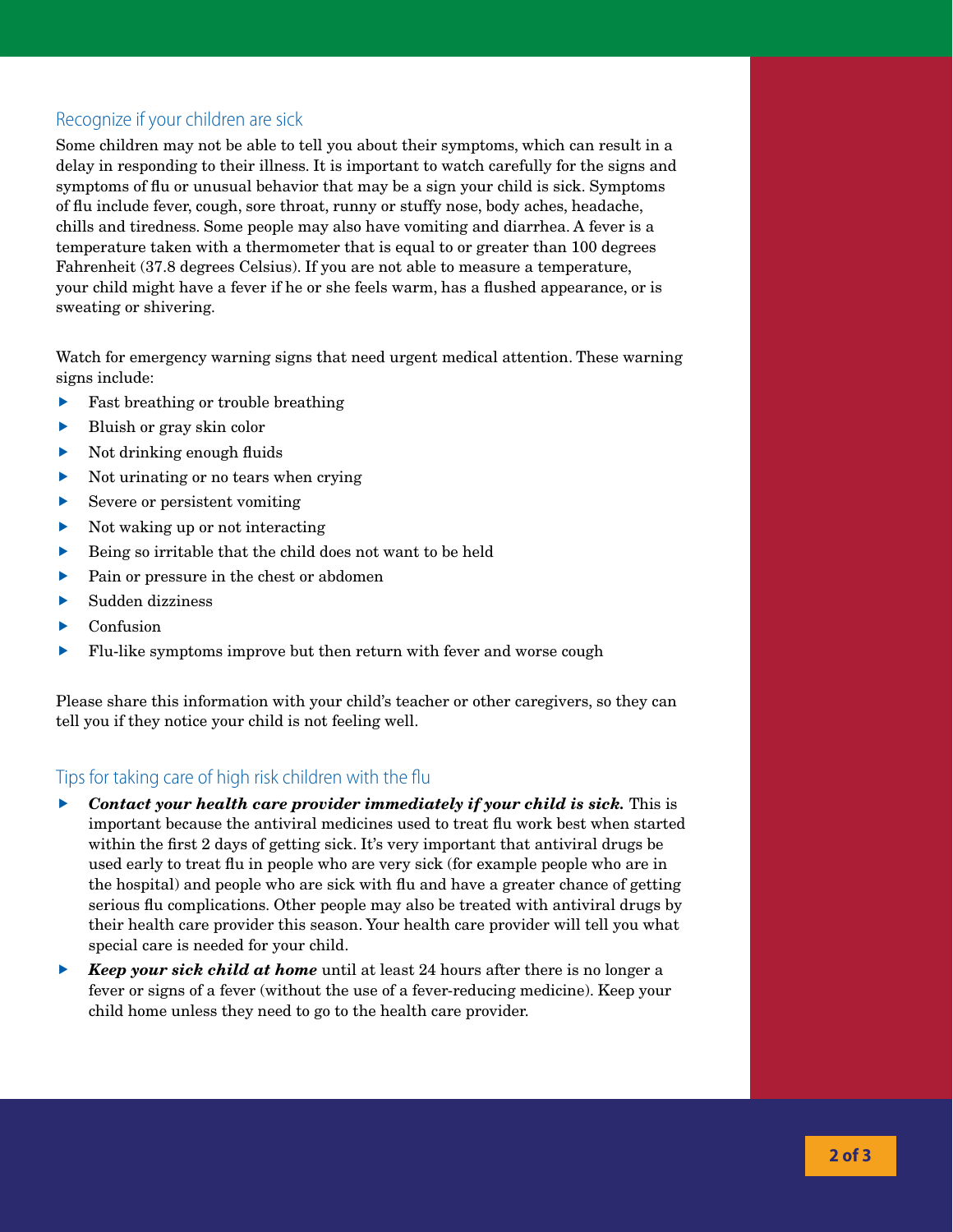## Recognize if your children are sick

Some children may not be able to tell you about their symptoms, which can result in a delay in responding to their illness. It is important to watch carefully for the signs and symptoms of flu or unusual behavior that may be a sign your child is sick. Symptoms of flu include fever, cough, sore throat, runny or stuffy nose, body aches, headache, chills and tiredness. Some people may also have vomiting and diarrhea. A fever is a temperature taken with a thermometer that is equal to or greater than 100 degrees Fahrenheit (37.8 degrees Celsius). If you are not able to measure a temperature, your child might have a fever if he or she feels warm, has a flushed appearance, or is sweating or shivering.

Watch for emergency warning signs that need urgent medical attention. These warning signs include:

- Fast breathing or trouble breathing
- Bluish or gray skin color
- Not drinking enough fluids
- Not urinating or no tears when crying
- Severe or persistent vomiting
- Not waking up or not interacting
- Being so irritable that the child does not want to be held
- Pain or pressure in the chest or abdomen
- Sudden dizziness
- Confusion
- Flu-like symptoms improve but then return with fever and worse cough

Please share this information with your child's teacher or other caregivers, so they can tell you if they notice your child is not feeling well.

## Tips for taking care of high risk children with the flu

- ***Contact your health care provider immediately if your child is sick.*** This is important because the antiviral medicines used to treat flu work best when started within the first 2 days of getting sick. It's very important that antiviral drugs be used early to treat flu in people who are very sick (for example people who are in the hospital) and people who are sick with flu and have a greater chance of getting serious flu complications. Other people may also be treated with antiviral drugs by their health care provider this season. Your health care provider will tell you what special care is needed for your child.
- ***Keep your sick child at home*** until at least 24 hours after there is no longer a fever or signs of a fever (without the use of a fever-reducing medicine). Keep your child home unless they need to go to the health care provider.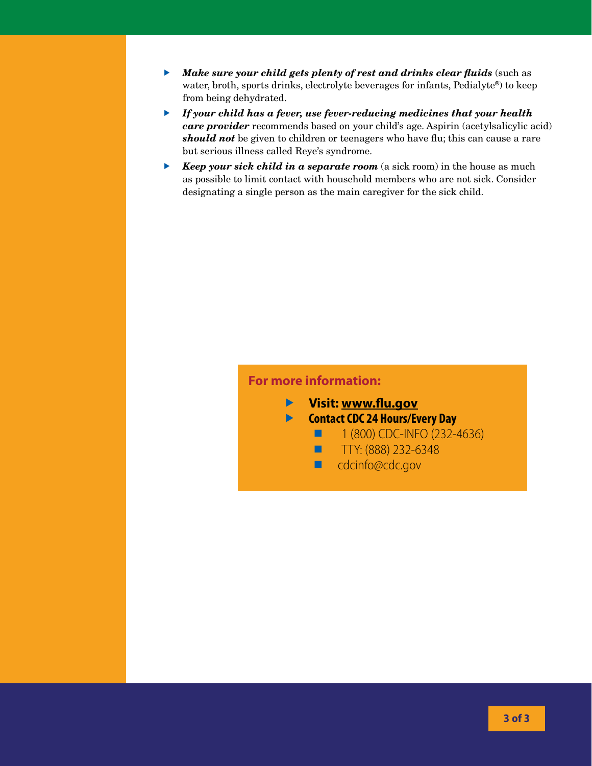- ***Make sure your child gets plenty of rest and drinks clear fluids*** (such as water, broth, sports drinks, electrolyte beverages for infants, Pedialyte®) to keep from being dehydrated.
- ***If your child has a fever, use fever-reducing medicines that your health care provider*** recommends based on your child's age. Aspirin (acetylsalicylic acid) ***should not*** be given to children or teenagers who have flu; this can cause a rare but serious illness called Reye's syndrome.
- ***Keep your sick child in a separate room*** (a sick room) in the house as much as possible to limit contact with household members who are not sick. Consider designating a single person as the main caregiver for the sick child.

**For more information:**

- **Visit: www.flu.gov**
- **Contact CDC 24 Hours/Every Day**
  - 1 (800) CDC-INFO (232-4636)
  - TTY: (888) 232-6348
  - cdcinfo@cdc.gov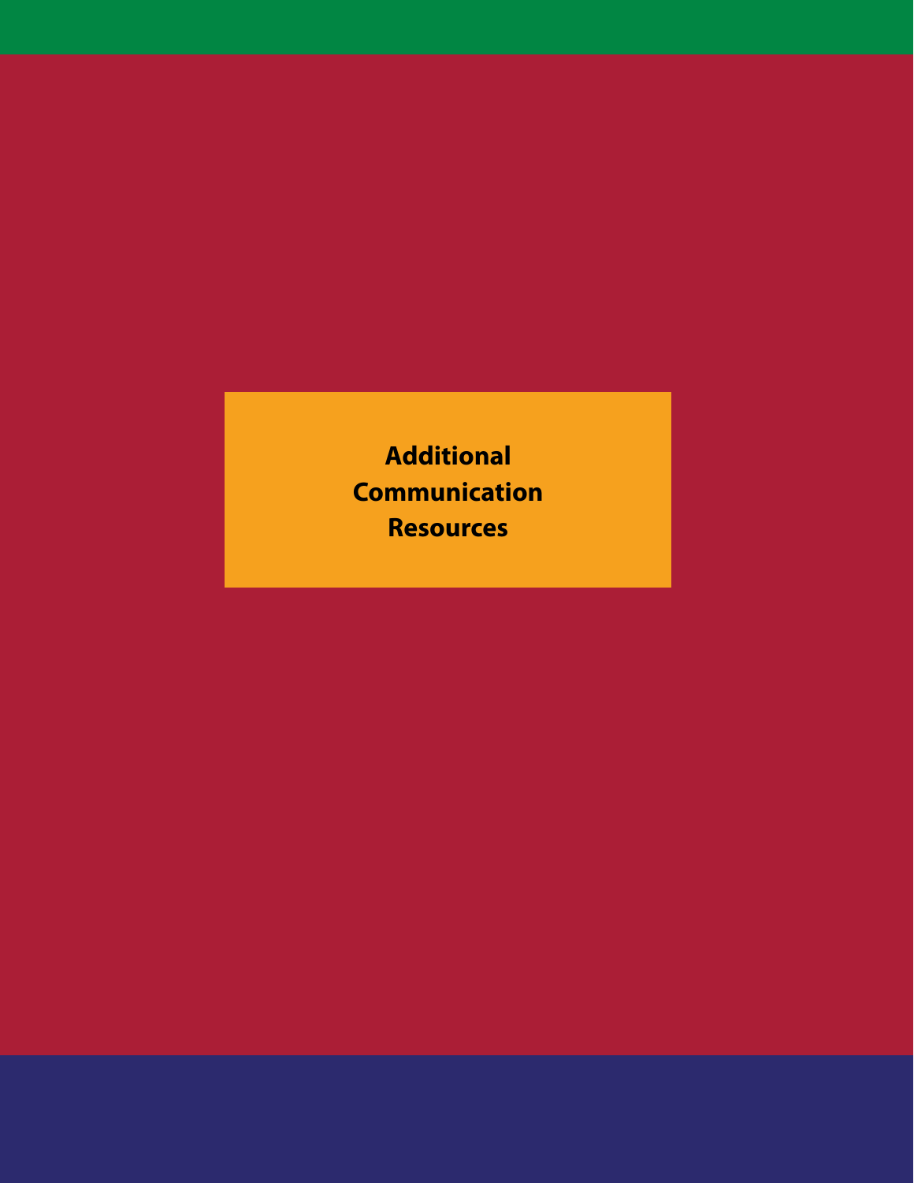# Additional Communication Resources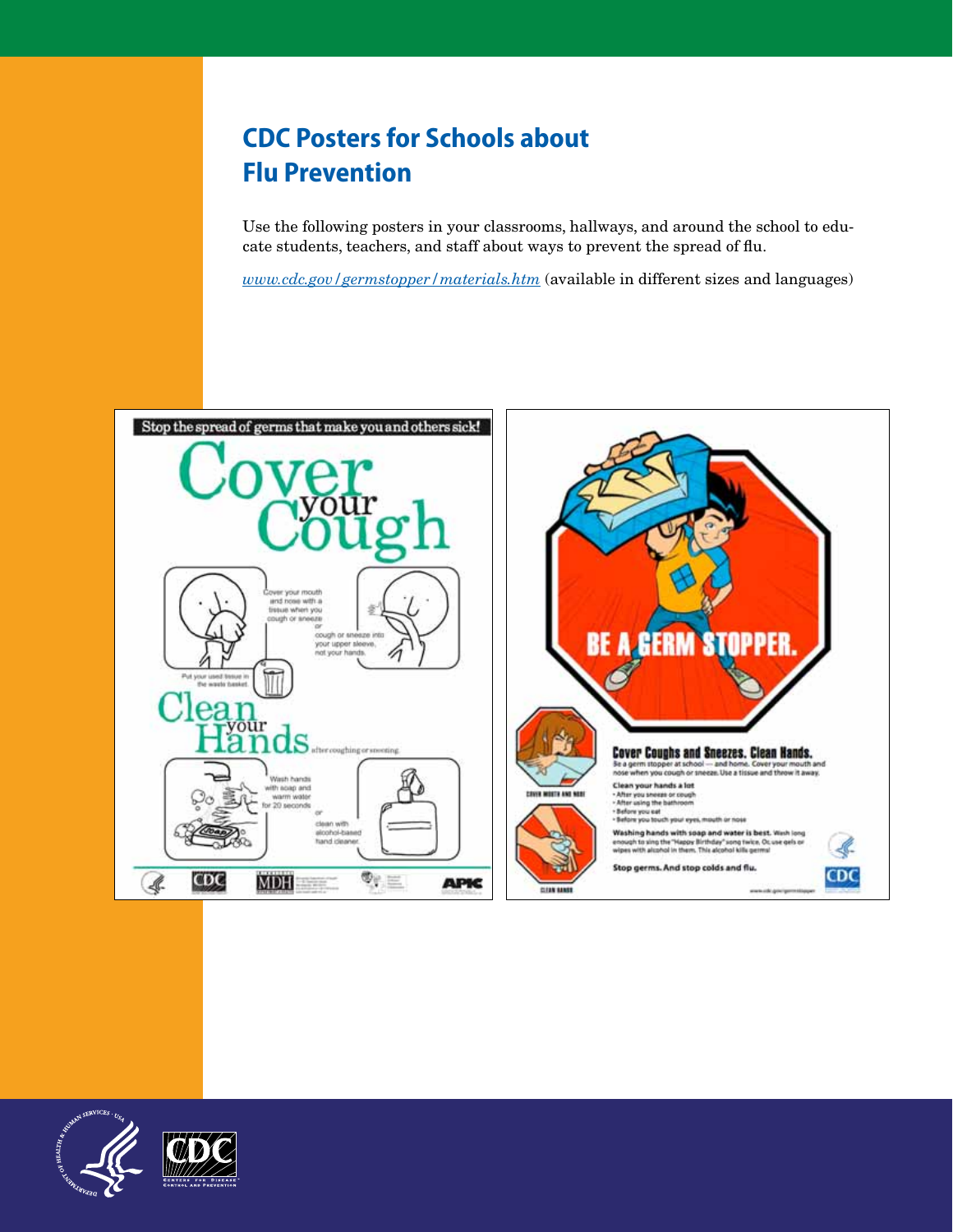# CDC Posters for Schools about Flu Prevention

Use the following posters in your classrooms, hallways, and around the school to educate students, teachers, and staff about ways to prevent the spread of flu.

*www.cdc.gov/germstopper/materials.htm* (available in different sizes and languages)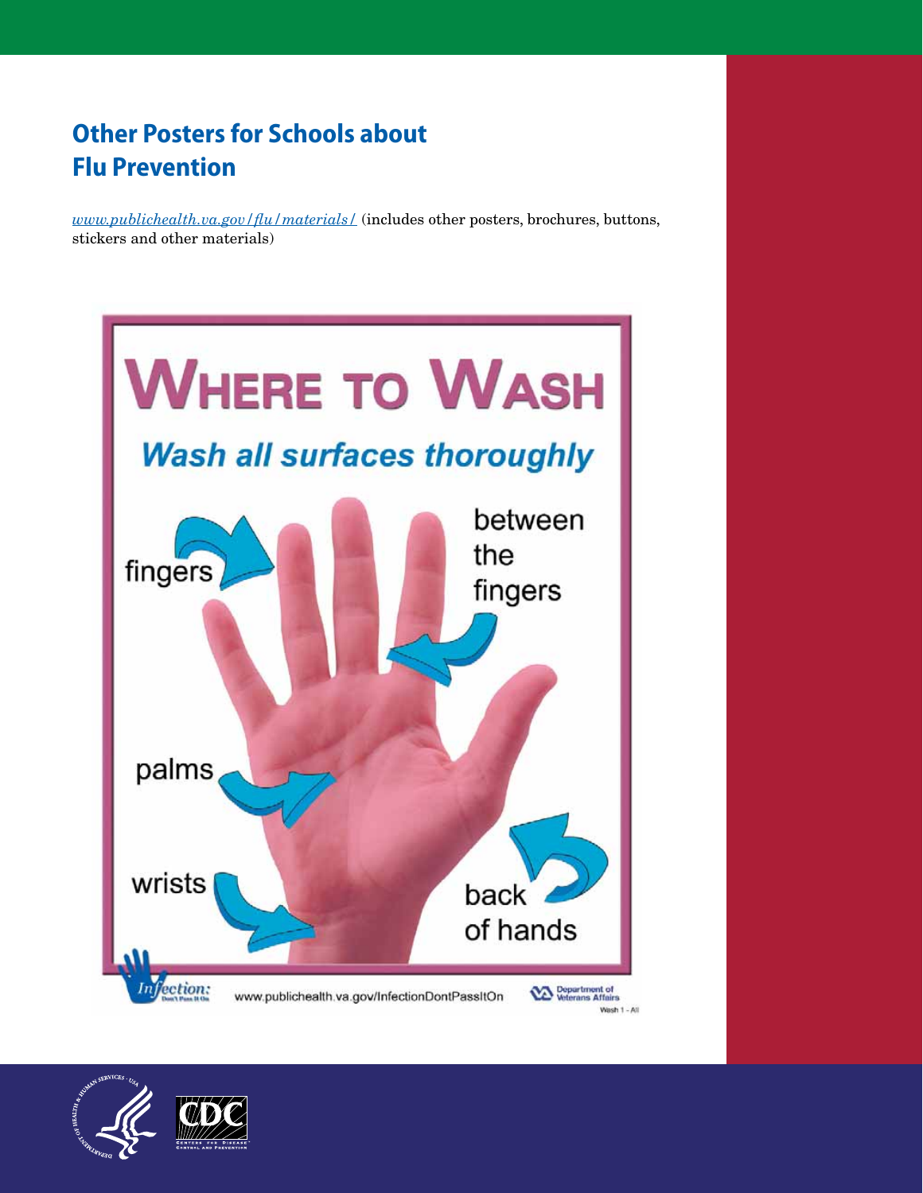## Other Posters for Schools about Flu Prevention

*www.publichealth.va.gov/flu/materials/* (includes other posters, brochures, buttons, stickers and other materials)

# Where to Wash

***Wash all surfaces thoroughly***

fingers

between the fingers

palms

wrists

back of hands

Infection: Don't Pass It On

www.publichealth.va.gov/InfectionDontPassItOn

Department of Veterans Affairs

Wash 1 - All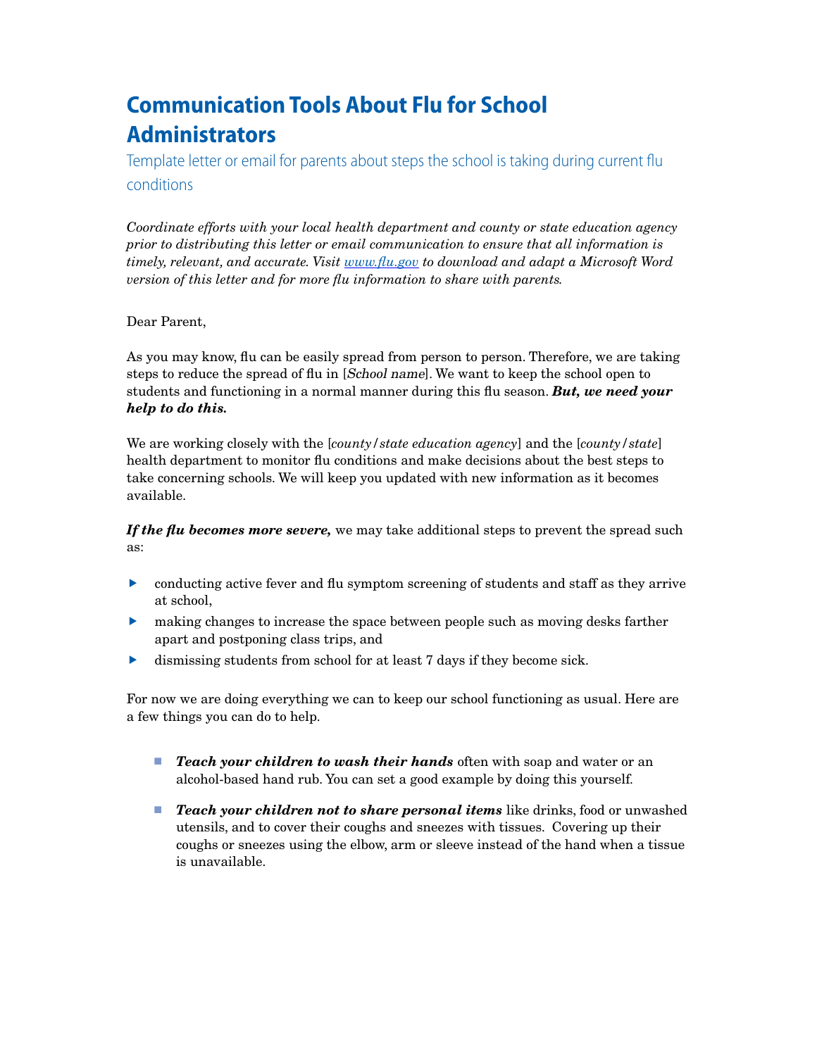# Communication Tools About Flu for School Administrators

## Template letter or email for parents about steps the school is taking during current flu conditions

*Coordinate efforts with your local health department and county or state education agency prior to distributing this letter or email communication to ensure that all information is timely, relevant, and accurate. Visit [www.flu.gov](www.flu.gov) to download and adapt a Microsoft Word version of this letter and for more flu information to share with parents.*

Dear Parent,

As you may know, flu can be easily spread from person to person. Therefore, we are taking steps to reduce the spread of flu in [*School name*]. We want to keep the school open to students and functioning in a normal manner during this flu season. ***But, we need your help to do this.***

We are working closely with the [*county/state education agency*] and the [*county/state*] health department to monitor flu conditions and make decisions about the best steps to take concerning schools. We will keep you updated with new information as it becomes available.

***If the flu becomes more severe,*** we may take additional steps to prevent the spread such as:

- conducting active fever and flu symptom screening of students and staff as they arrive at school,
- making changes to increase the space between people such as moving desks farther apart and postponing class trips, and
- dismissing students from school for at least 7 days if they become sick.

For now we are doing everything we can to keep our school functioning as usual. Here are a few things you can do to help.

- ***Teach your children to wash their hands*** often with soap and water or an alcohol-based hand rub. You can set a good example by doing this yourself.
- ***Teach your children not to share personal items*** like drinks, food or unwashed utensils, and to cover their coughs and sneezes with tissues. Covering up their coughs or sneezes using the elbow, arm or sleeve instead of the hand when a tissue is unavailable.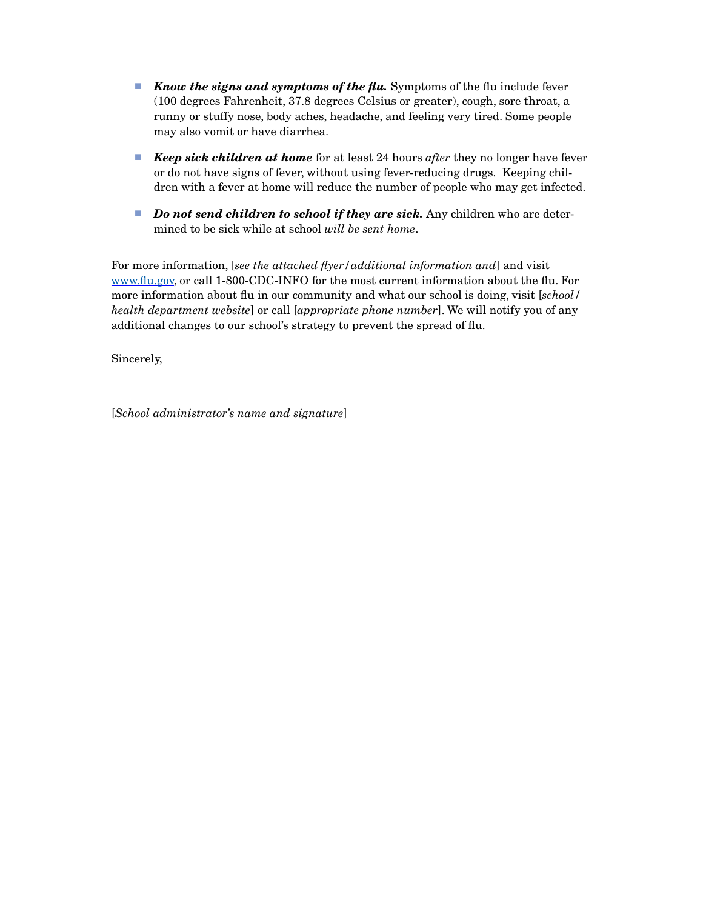- ***Know the signs and symptoms of the flu.*** Symptoms of the flu include fever (100 degrees Fahrenheit, 37.8 degrees Celsius or greater), cough, sore throat, a runny or stuffy nose, body aches, headache, and feeling very tired. Some people may also vomit or have diarrhea.

- ***Keep sick children at home*** for at least 24 hours *after* they no longer have fever or do not have signs of fever, without using fever-reducing drugs. Keeping children with a fever at home will reduce the number of people who may get infected.

- ***Do not send children to school if they are sick.*** Any children who are determined to be sick while at school *will be sent home*.

For more information, [*see the attached flyer/additional information and*] and visit www.flu.gov, or call 1-800-CDC-INFO for the most current information about the flu. For more information about flu in our community and what our school is doing, visit [*school/health department website*] or call [*appropriate phone number*]. We will notify you of any additional changes to our school's strategy to prevent the spread of flu.

Sincerely,

[*School administrator's name and signature*]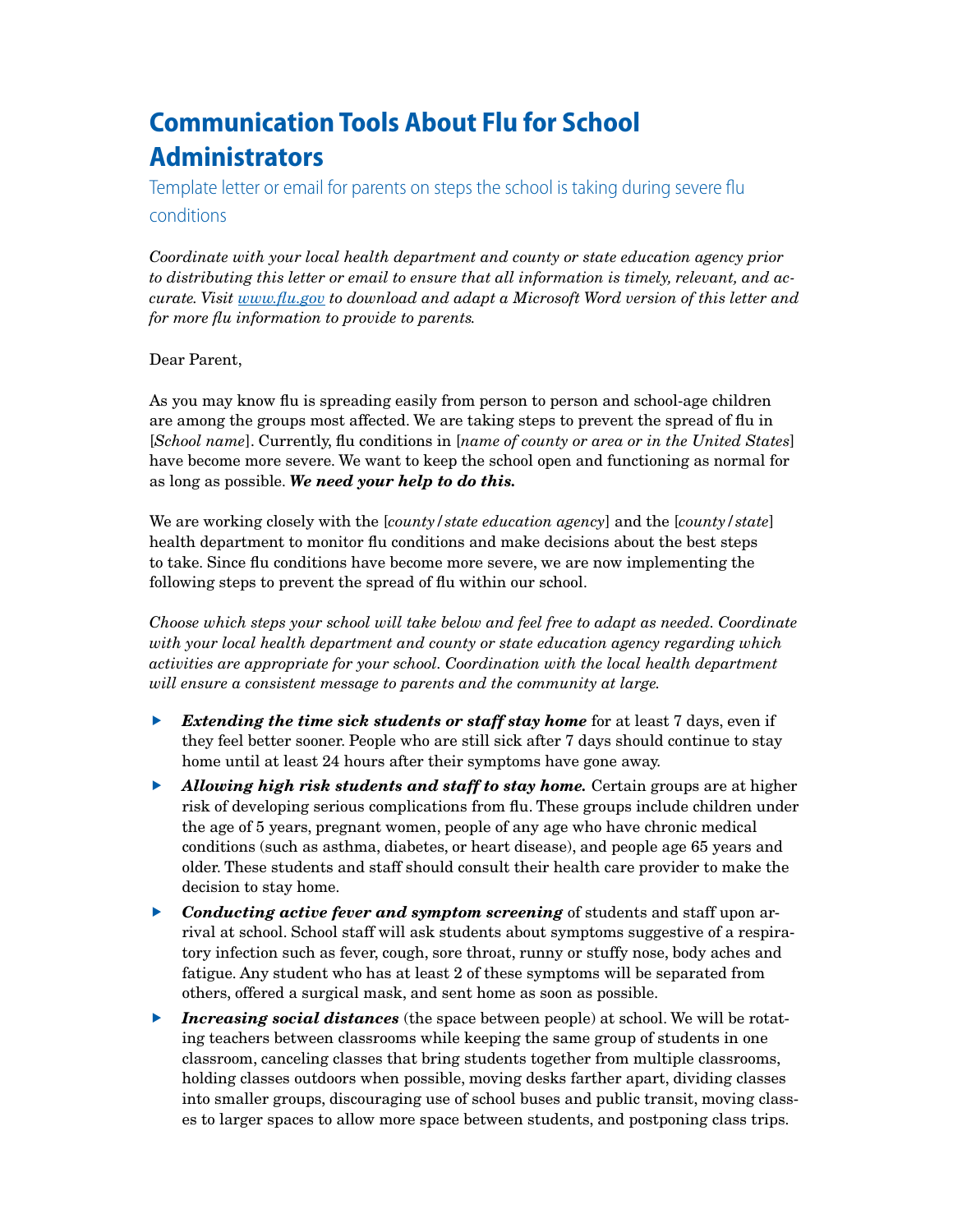# Communication Tools About Flu for School Administrators

## Template letter or email for parents on steps the school is taking during severe flu conditions

*Coordinate with your local health department and county or state education agency prior to distributing this letter or email to ensure that all information is timely, relevant, and accurate. Visit [www.flu.gov](http://www.flu.gov) to download and adapt a Microsoft Word version of this letter and for more flu information to provide to parents.*

Dear Parent,

As you may know flu is spreading easily from person to person and school-age children are among the groups most affected. We are taking steps to prevent the spread of flu in [*School name*]. Currently, flu conditions in [*name of county or area or in the United States*] have become more severe. We want to keep the school open and functioning as normal for as long as possible. ***We need your help to do this.***

We are working closely with the [*county/state education agency*] and the [*county/state*] health department to monitor flu conditions and make decisions about the best steps to take. Since flu conditions have become more severe, we are now implementing the following steps to prevent the spread of flu within our school.

*Choose which steps your school will take below and feel free to adapt as needed. Coordinate with your local health department and county or state education agency regarding which activities are appropriate for your school. Coordination with the local health department will ensure a consistent message to parents and the community at large.*

- ***Extending the time sick students or staff stay home*** for at least 7 days, even if they feel better sooner. People who are still sick after 7 days should continue to stay home until at least 24 hours after their symptoms have gone away.
- ***Allowing high risk students and staff to stay home.*** Certain groups are at higher risk of developing serious complications from flu. These groups include children under the age of 5 years, pregnant women, people of any age who have chronic medical conditions (such as asthma, diabetes, or heart disease), and people age 65 years and older. These students and staff should consult their health care provider to make the decision to stay home.
- ***Conducting active fever and symptom screening*** of students and staff upon arrival at school. School staff will ask students about symptoms suggestive of a respiratory infection such as fever, cough, sore throat, runny or stuffy nose, body aches and fatigue. Any student who has at least 2 of these symptoms will be separated from others, offered a surgical mask, and sent home as soon as possible.
- ***Increasing social distances*** (the space between people) at school. We will be rotating teachers between classrooms while keeping the same group of students in one classroom, canceling classes that bring students together from multiple classrooms, holding classes outdoors when possible, moving desks farther apart, dividing classes into smaller groups, discouraging use of school buses and public transit, moving classes to larger spaces to allow more space between students, and postponing class trips.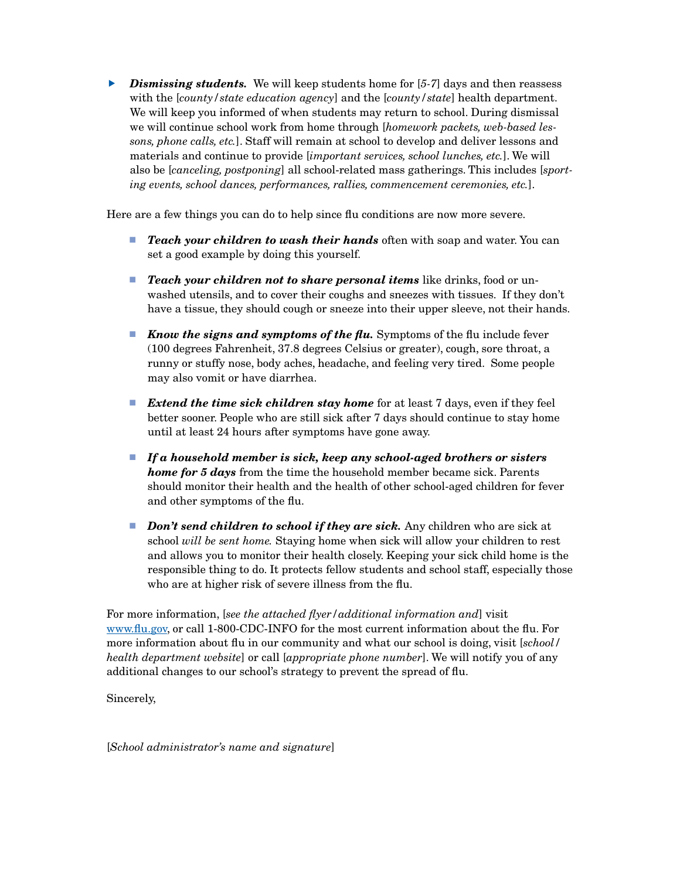- ***Dismissing students.*** We will keep students home for [*5-7*] days and then reassess with the [*county/state education agency*] and the [*county/state*] health department. We will keep you informed of when students may return to school. During dismissal we will continue school work from home through [*homework packets, web-based lessons, phone calls, etc.*]. Staff will remain at school to develop and deliver lessons and materials and continue to provide [*important services, school lunches, etc.*]. We will also be [*canceling, postponing*] all school-related mass gatherings. This includes [*sporting events, school dances, performances, rallies, commencement ceremonies, etc.*].

Here are a few things you can do to help since flu conditions are now more severe.

- ***Teach your children to wash their hands*** often with soap and water. You can set a good example by doing this yourself.
- ***Teach your children not to share personal items*** like drinks, food or unwashed utensils, and to cover their coughs and sneezes with tissues. If they don't have a tissue, they should cough or sneeze into their upper sleeve, not their hands.
- ***Know the signs and symptoms of the flu.*** Symptoms of the flu include fever (100 degrees Fahrenheit, 37.8 degrees Celsius or greater), cough, sore throat, a runny or stuffy nose, body aches, headache, and feeling very tired. Some people may also vomit or have diarrhea.
- ***Extend the time sick children stay home*** for at least 7 days, even if they feel better sooner. People who are still sick after 7 days should continue to stay home until at least 24 hours after symptoms have gone away.
- ***If a household member is sick, keep any school-aged brothers or sisters home for 5 days*** from the time the household member became sick. Parents should monitor their health and the health of other school-aged children for fever and other symptoms of the flu.
- ***Don't send children to school if they are sick.*** Any children who are sick at school *will be sent home.* Staying home when sick will allow your children to rest and allows you to monitor their health closely. Keeping your sick child home is the responsible thing to do. It protects fellow students and school staff, especially those who are at higher risk of severe illness from the flu.

For more information, [*see the attached flyer/additional information and*] visit www.flu.gov, or call 1-800-CDC-INFO for the most current information about the flu. For more information about flu in our community and what our school is doing, visit [*school/health department website*] or call [*appropriate phone number*]. We will notify you of any additional changes to our school's strategy to prevent the spread of flu.

Sincerely,

[*School administrator's name and signature*]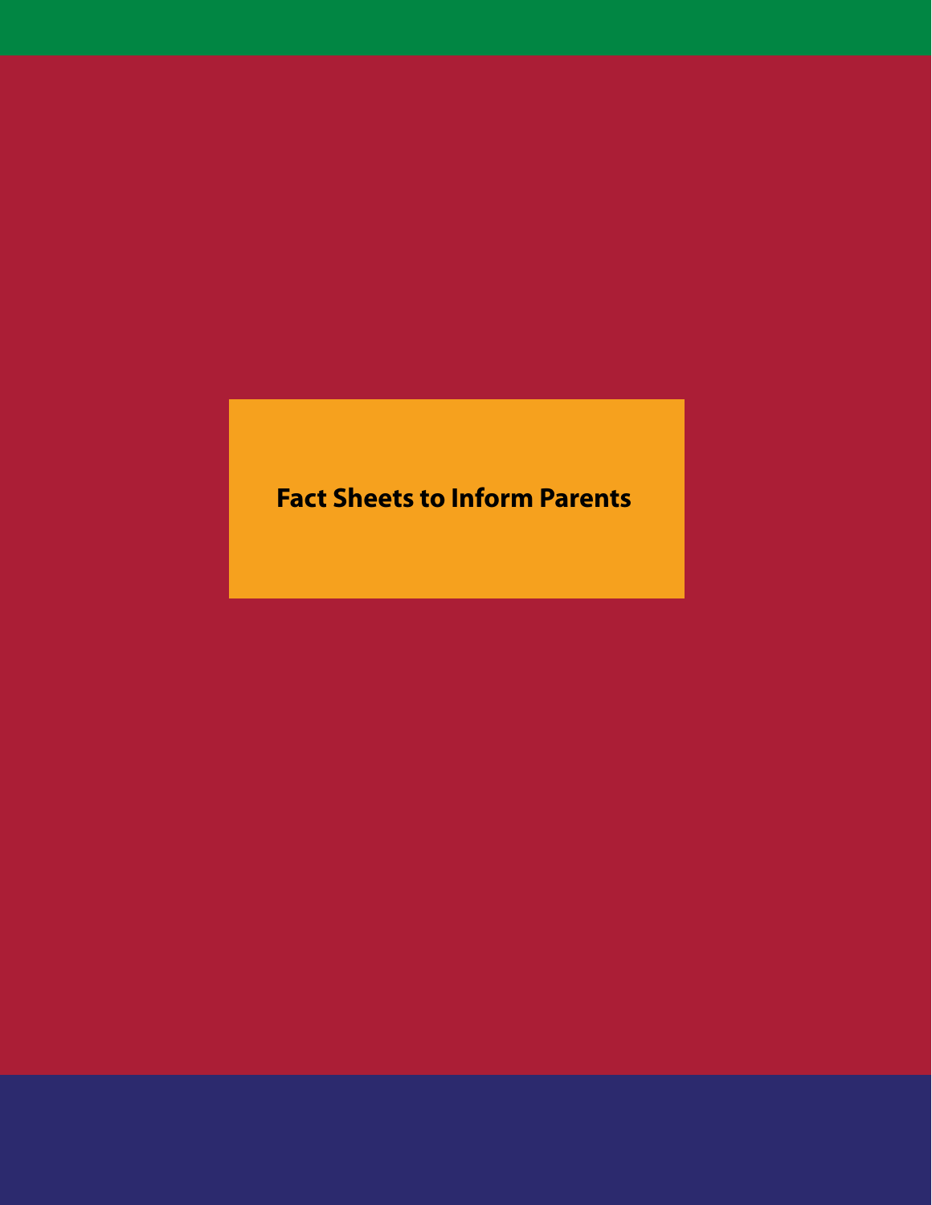# Fact Sheets to Inform Parents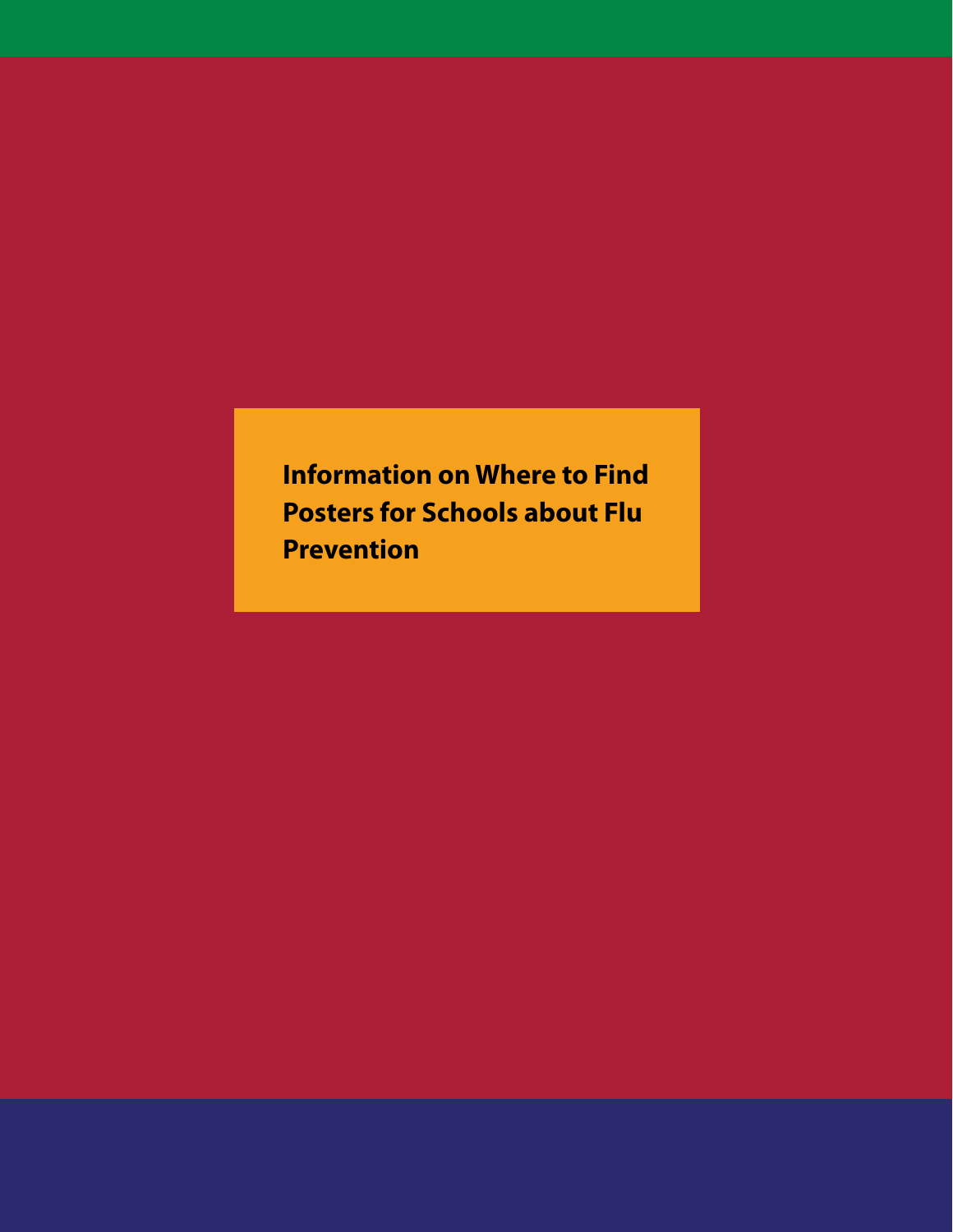# Information on Where to Find Posters for Schools about Flu Prevention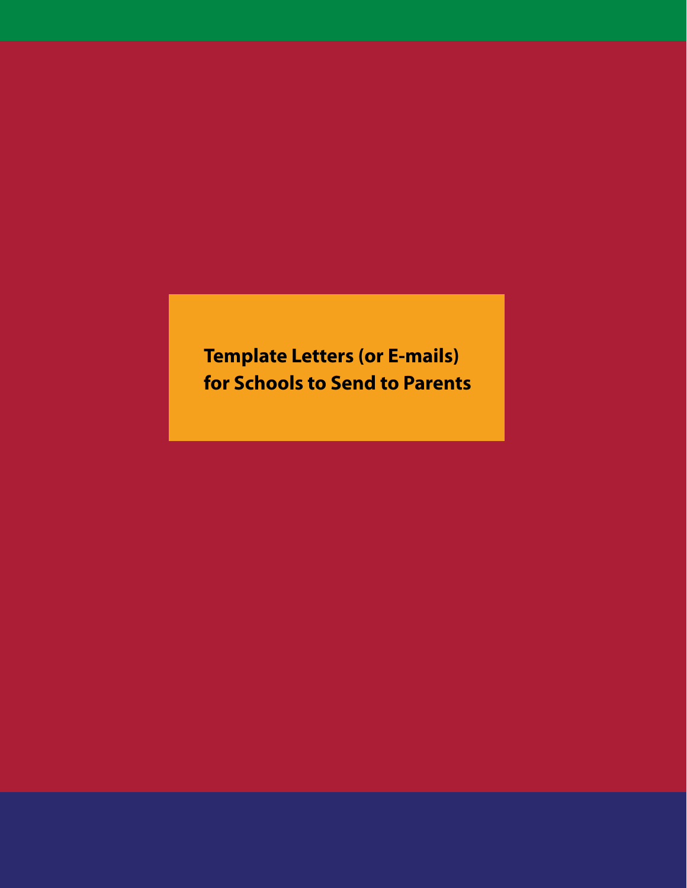# Template Letters (or E-mails) for Schools to Send to Parents